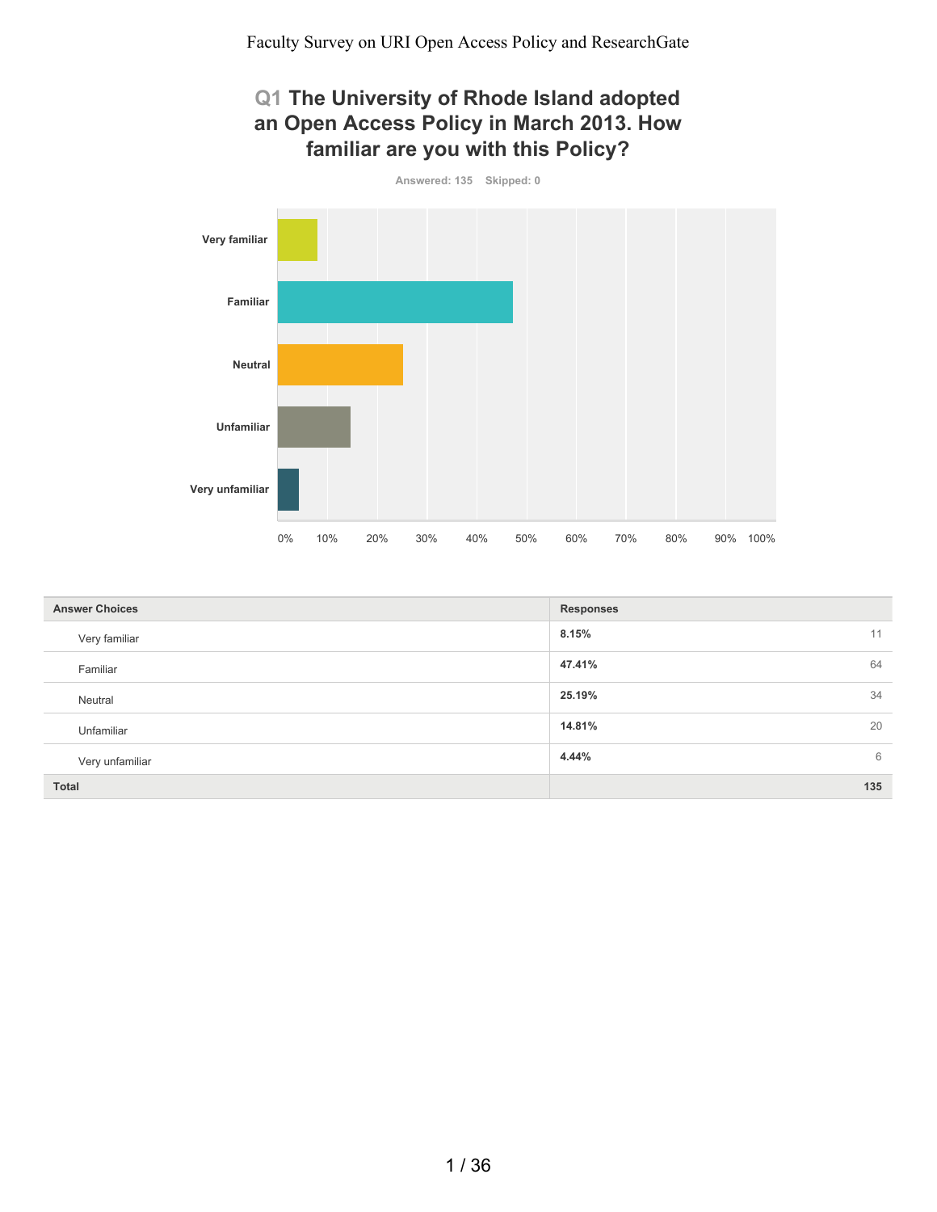# Faculty Survey on URI Open Access Policy and ResearchGate

## Q1 The University of Rhode Island adopted an Open Access Policy in March 2013. How familiar are you with this Policy?

Answered: 135 Skipped: 0

Very familiar
Familiar
Neutral
Unfamiliar
Very unfamiliar

0% 10% 20% 30% 40% 50% 60% 70% 80% 90% 100%

| Answer Choices | Responses | |
|---|---|---|
| Very familiar | **8.15%** | 11 |
| Familiar | **47.41%** | 64 |
| Neutral | **25.19%** | 34 |
| Unfamiliar | **14.81%** | 20 |
| Very unfamiliar | **4.44%** | 6 |
| **Total** | | **135** |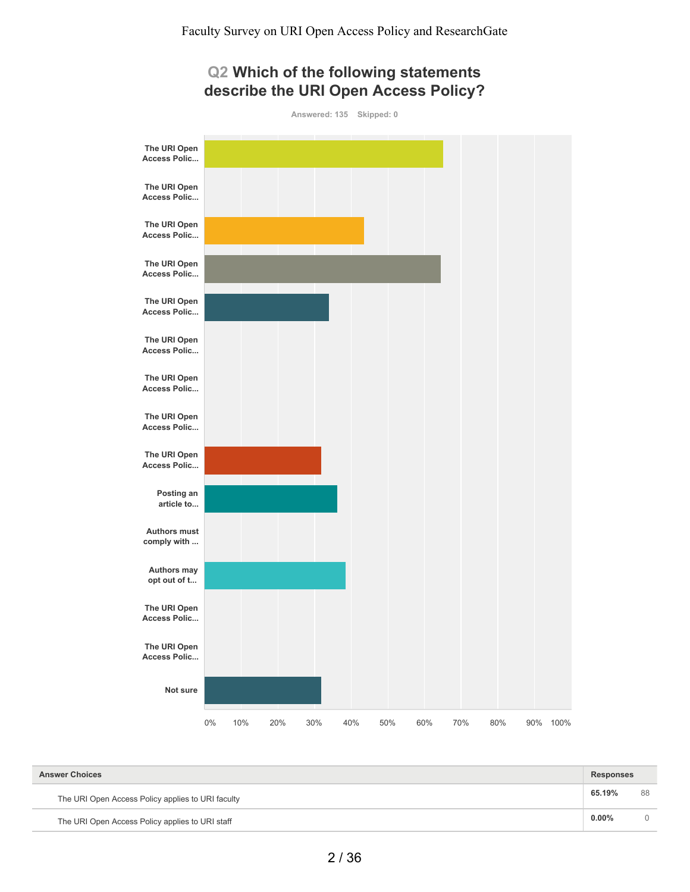## Q2 Which of the following statements describe the URI Open Access Policy?

Answered: 135 Skipped: 0

The URI Open Access Polic...

The URI Open Access Polic...

The URI Open Access Polic...

The URI Open Access Polic...

The URI Open Access Polic...

The URI Open Access Polic...

The URI Open Access Polic...

The URI Open Access Polic...

The URI Open Access Polic...

Posting an article to...

Authors must comply with ...

Authors may opt out of t...

The URI Open Access Polic...

The URI Open Access Polic...

Not sure

0% 10% 20% 30% 40% 50% 60% 70% 80% 90% 100%

| Answer Choices | Responses | |
|---|---|---|
| The URI Open Access Policy applies to URI faculty | **65.19%** | 88 |
| The URI Open Access Policy applies to URI staff | **0.00%** | 0 |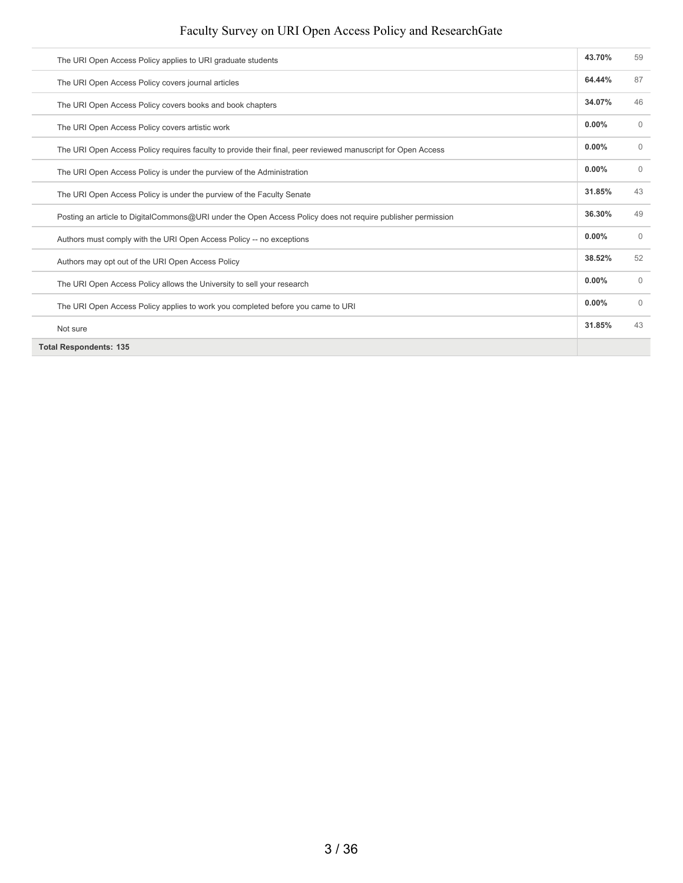| | | |
|---|---|---|
| The URI Open Access Policy applies to URI graduate students | **43.70%** | 59 |
| The URI Open Access Policy covers journal articles | **64.44%** | 87 |
| The URI Open Access Policy covers books and book chapters | **34.07%** | 46 |
| The URI Open Access Policy covers artistic work | **0.00%** | 0 |
| The URI Open Access Policy requires faculty to provide their final, peer reviewed manuscript for Open Access | **0.00%** | 0 |
| The URI Open Access Policy is under the purview of the Administration | **0.00%** | 0 |
| The URI Open Access Policy is under the purview of the Faculty Senate | **31.85%** | 43 |
| Posting an article to DigitalCommons@URI under the Open Access Policy does not require publisher permission | **36.30%** | 49 |
| Authors must comply with the URI Open Access Policy -- no exceptions | **0.00%** | 0 |
| Authors may opt out of the URI Open Access Policy | **38.52%** | 52 |
| The URI Open Access Policy allows the University to sell your research | **0.00%** | 0 |
| The URI Open Access Policy applies to work you completed before you came to URI | **0.00%** | 0 |
| Not sure | **31.85%** | 43 |
| **Total Respondents: 135** | | |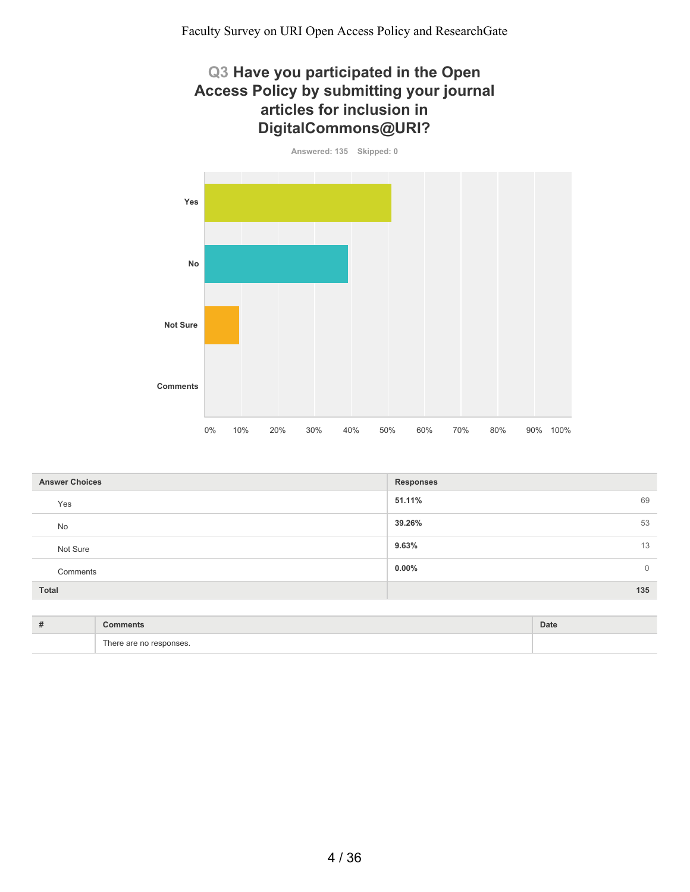## Q3 Have you participated in the Open Access Policy by submitting your journal articles for inclusion in DigitalCommons@URI?

Answered: 135 Skipped: 0

Yes

No

Not Sure

Comments

0% 10% 20% 30% 40% 50% 60% 70% 80% 90% 100%

| Answer Choices | Responses | |
|---|---|---|
| Yes | 51.11% | 69 |
| No | 39.26% | 53 |
| Not Sure | 9.63% | 13 |
| Comments | 0.00% | 0 |
| Total | | 135 |

| # | Comments | Date |
|---|---|---|
| | There are no responses. | |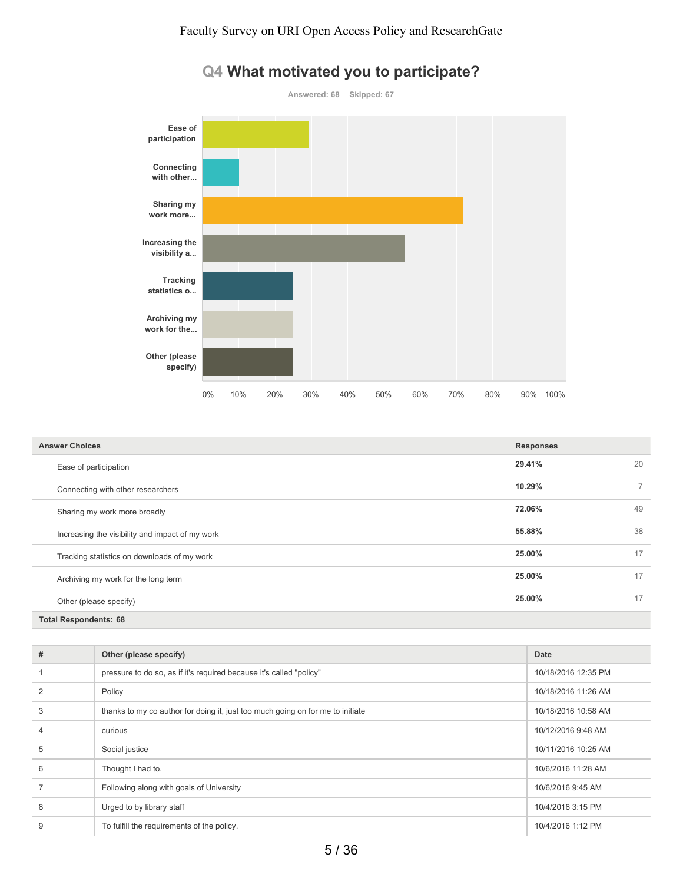## Q4 What motivated you to participate?

Answered: 68 Skipped: 67

Ease of participation

Connecting with other...

Sharing my work more...

Increasing the visibility a...

Tracking statistics o...

Archiving my work for the...

Other (please specify)

0% 10% 20% 30% 40% 50% 60% 70% 80% 90% 100%

| Answer Choices | Responses | |
|---|---|---|
| Ease of participation | 29.41% | 20 |
| Connecting with other researchers | 10.29% | 7 |
| Sharing my work more broadly | 72.06% | 49 |
| Increasing the visibility and impact of my work | 55.88% | 38 |
| Tracking statistics on downloads of my work | 25.00% | 17 |
| Archiving my work for the long term | 25.00% | 17 |
| Other (please specify) | 25.00% | 17 |
| **Total Respondents: 68** | | |

| # | Other (please specify) | Date |
|---|---|---|
| 1 | pressure to do so, as if it's required because it's called "policy" | 10/18/2016 12:35 PM |
| 2 | Policy | 10/18/2016 11:26 AM |
| 3 | thanks to my co author for doing it, just too much going on for me to initiate | 10/18/2016 10:58 AM |
| 4 | curious | 10/12/2016 9:48 AM |
| 5 | Social justice | 10/11/2016 10:25 AM |
| 6 | Thought I had to. | 10/6/2016 11:28 AM |
| 7 | Following along with goals of University | 10/6/2016 9:45 AM |
| 8 | Urged to by library staff | 10/4/2016 3:15 PM |
| 9 | To fulfill the requirements of the policy. | 10/4/2016 1:12 PM |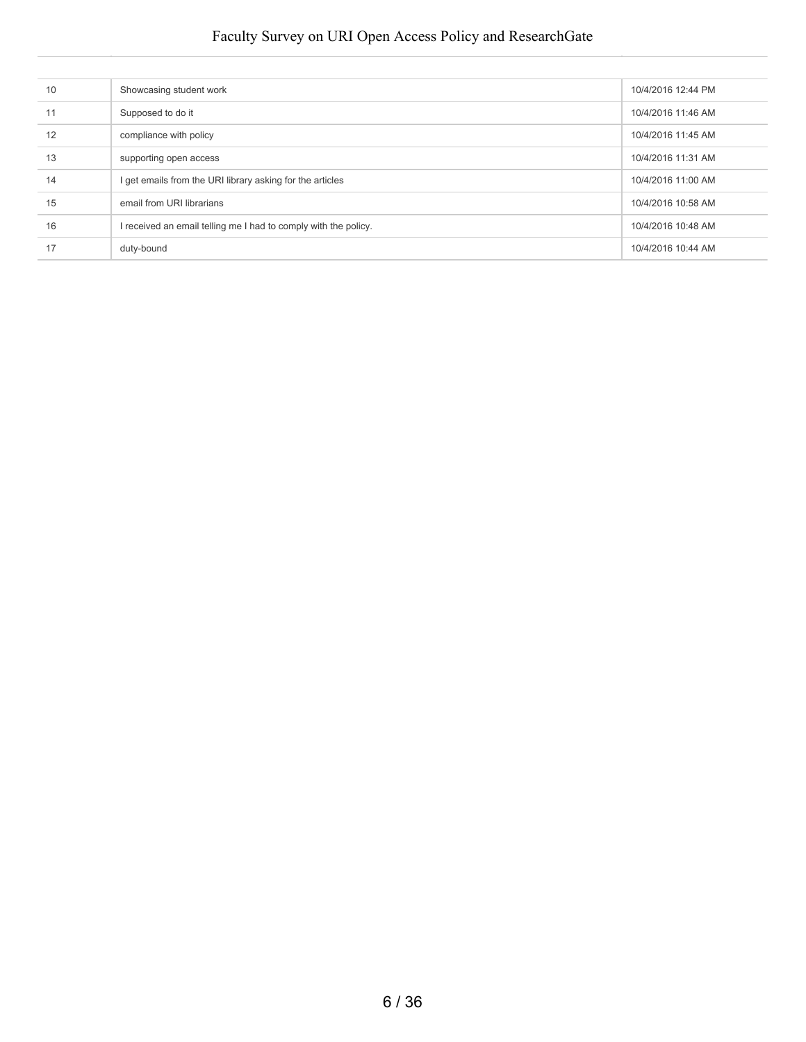| | | |
|---|---|---|
| 10 | Showcasing student work | 10/4/2016 12:44 PM |
| 11 | Supposed to do it | 10/4/2016 11:46 AM |
| 12 | compliance with policy | 10/4/2016 11:45 AM |
| 13 | supporting open access | 10/4/2016 11:31 AM |
| 14 | I get emails from the URI library asking for the articles | 10/4/2016 11:00 AM |
| 15 | email from URI librarians | 10/4/2016 10:58 AM |
| 16 | I received an email telling me I had to comply with the policy. | 10/4/2016 10:48 AM |
| 17 | duty-bound | 10/4/2016 10:44 AM |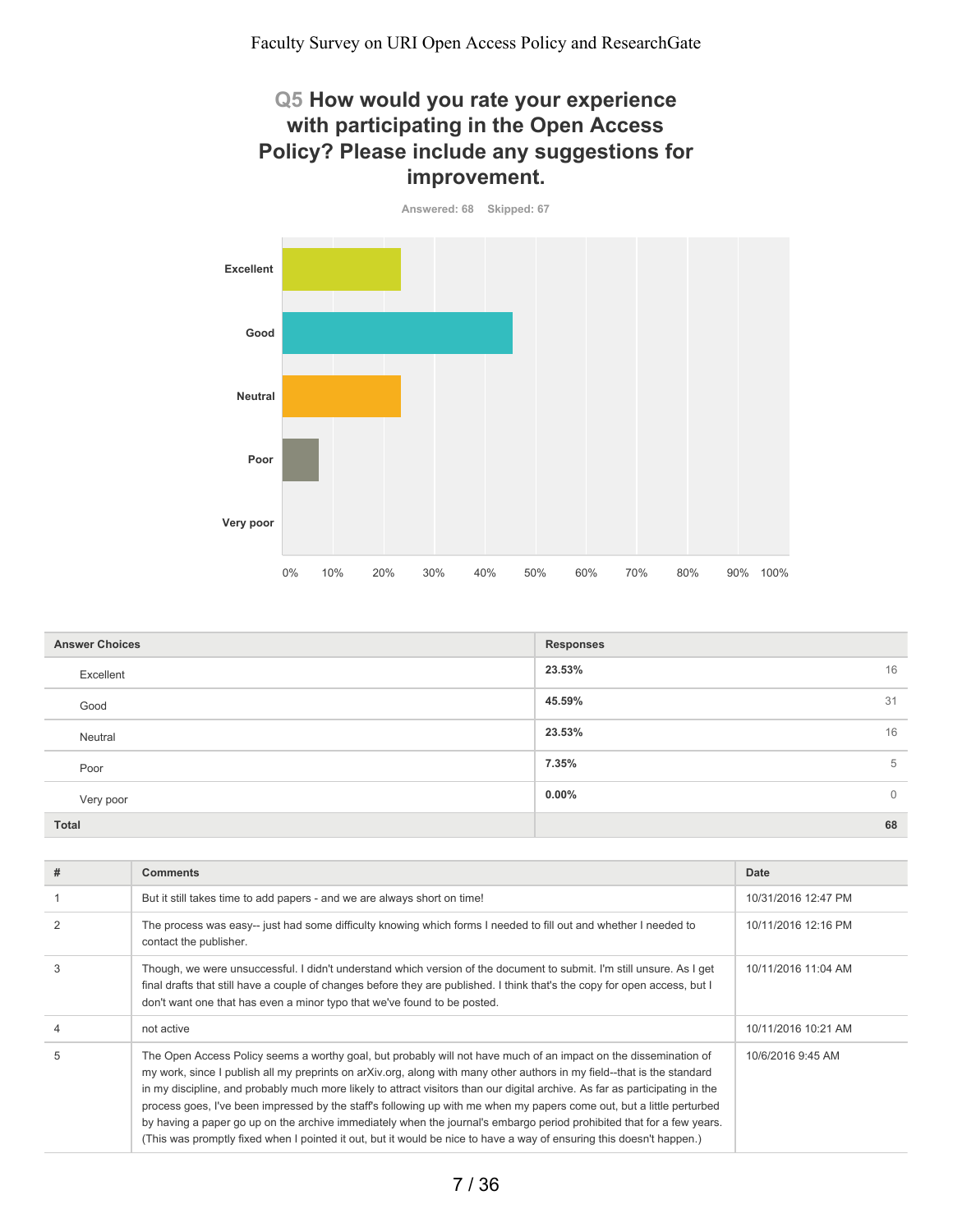## Q5 How would you rate your experience with participating in the Open Access Policy? Please include any suggestions for improvement.

Answered: 68 Skipped: 67

Excellent

Good

Neutral

Poor

Very poor

0% 10% 20% 30% 40% 50% 60% 70% 80% 90% 100%

| Answer Choices | Responses | |
|---|---|---|
| Excellent | 23.53% | 16 |
| Good | 45.59% | 31 |
| Neutral | 23.53% | 16 |
| Poor | 7.35% | 5 |
| Very poor | 0.00% | 0 |
| **Total** | | **68** |

| # | Comments | Date |
|---|---|---|
| 1 | But it still takes time to add papers - and we are always short on time! | 10/31/2016 12:47 PM |
| 2 | The process was easy-- just had some difficulty knowing which forms I needed to fill out and whether I needed to contact the publisher. | 10/11/2016 12:16 PM |
| 3 | Though, we were unsuccessful. I didn't understand which version of the document to submit. I'm still unsure. As I get final drafts that still have a couple of changes before they are published. I think that's the copy for open access, but I don't want one that has even a minor typo that we've found to be posted. | 10/11/2016 11:04 AM |
| 4 | not active | 10/11/2016 10:21 AM |
| 5 | The Open Access Policy seems a worthy goal, but probably will not have much of an impact on the dissemination of my work, since I publish all my preprints on arXiv.org, along with many other authors in my field--that is the standard in my discipline, and probably much more likely to attract visitors than our digital archive. As far as participating in the process goes, I've been impressed by the staff's following up with me when my papers come out, but a little perturbed by having a paper go up on the archive immediately when the journal's embargo period prohibited that for a few years. (This was promptly fixed when I pointed it out, but it would be nice to have a way of ensuring this doesn't happen.) | 10/6/2016 9:45 AM |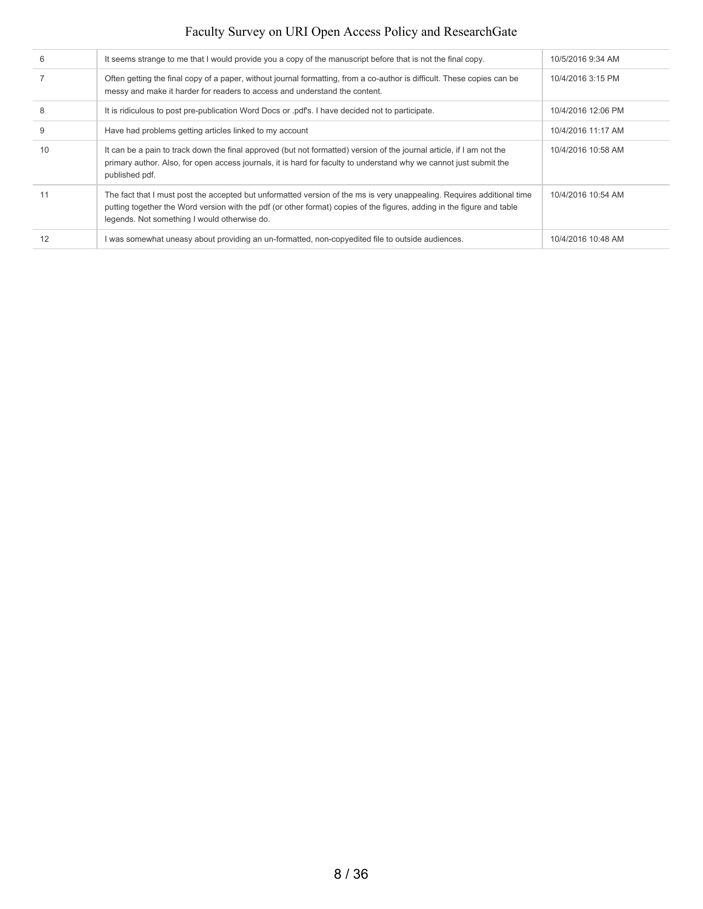| | | |
|---|---|---|
| 6 | It seems strange to me that I would provide you a copy of the manuscript before that is not the final copy. | 10/5/2016 9:34 AM |
| 7 | Often getting the final copy of a paper, without journal formatting, from a co-author is difficult. These copies can be messy and make it harder for readers to access and understand the content. | 10/4/2016 3:15 PM |
| 8 | It is ridiculous to post pre-publication Word Docs or .pdf's. I have decided not to participate. | 10/4/2016 12:06 PM |
| 9 | Have had problems getting articles linked to my account | 10/4/2016 11:17 AM |
| 10 | It can be a pain to track down the final approved (but not formatted) version of the journal article, if I am not the primary author. Also, for open access journals, it is hard for faculty to understand why we cannot just submit the published pdf. | 10/4/2016 10:58 AM |
| 11 | The fact that I must post the accepted but unformatted version of the ms is very unappealing. Requires additional time putting together the Word version with the pdf (or other format) copies of the figures, adding in the figure and table legends. Not something I would otherwise do. | 10/4/2016 10:54 AM |
| 12 | I was somewhat uneasy about providing an un-formatted, non-copyedited file to outside audiences. | 10/4/2016 10:48 AM |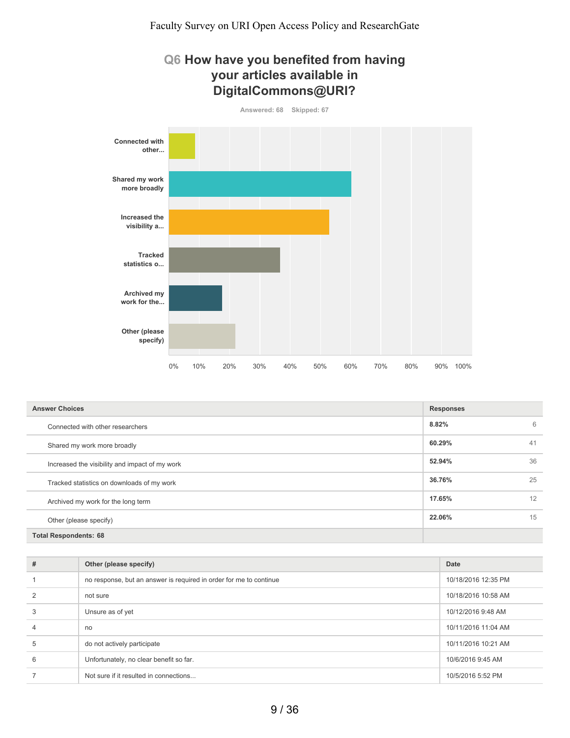## Q6 How have you benefited from having your articles available in DigitalCommons@URI?

Answered: 68 Skipped: 67

Connected with other...

Shared my work more broadly

Increased the visibility a...

Tracked statistics o...

Archived my work for the...

Other (please specify)

0% 10% 20% 30% 40% 50% 60% 70% 80% 90% 100%

| Answer Choices | Responses | |
|---|---|---|
| Connected with other researchers | 8.82% | 6 |
| Shared my work more broadly | 60.29% | 41 |
| Increased the visibility and impact of my work | 52.94% | 36 |
| Tracked statistics on downloads of my work | 36.76% | 25 |
| Archived my work for the long term | 17.65% | 12 |
| Other (please specify) | 22.06% | 15 |
| **Total Respondents: 68** | | |

| # | Other (please specify) | Date |
|---|---|---|
| 1 | no response, but an answer is required in order for me to continue | 10/18/2016 12:35 PM |
| 2 | not sure | 10/18/2016 10:58 AM |
| 3 | Unsure as of yet | 10/12/2016 9:48 AM |
| 4 | no | 10/11/2016 11:04 AM |
| 5 | do not actively participate | 10/11/2016 10:21 AM |
| 6 | Unfortunately, no clear benefit so far. | 10/6/2016 9:45 AM |
| 7 | Not sure if it resulted in connections... | 10/5/2016 5:52 PM |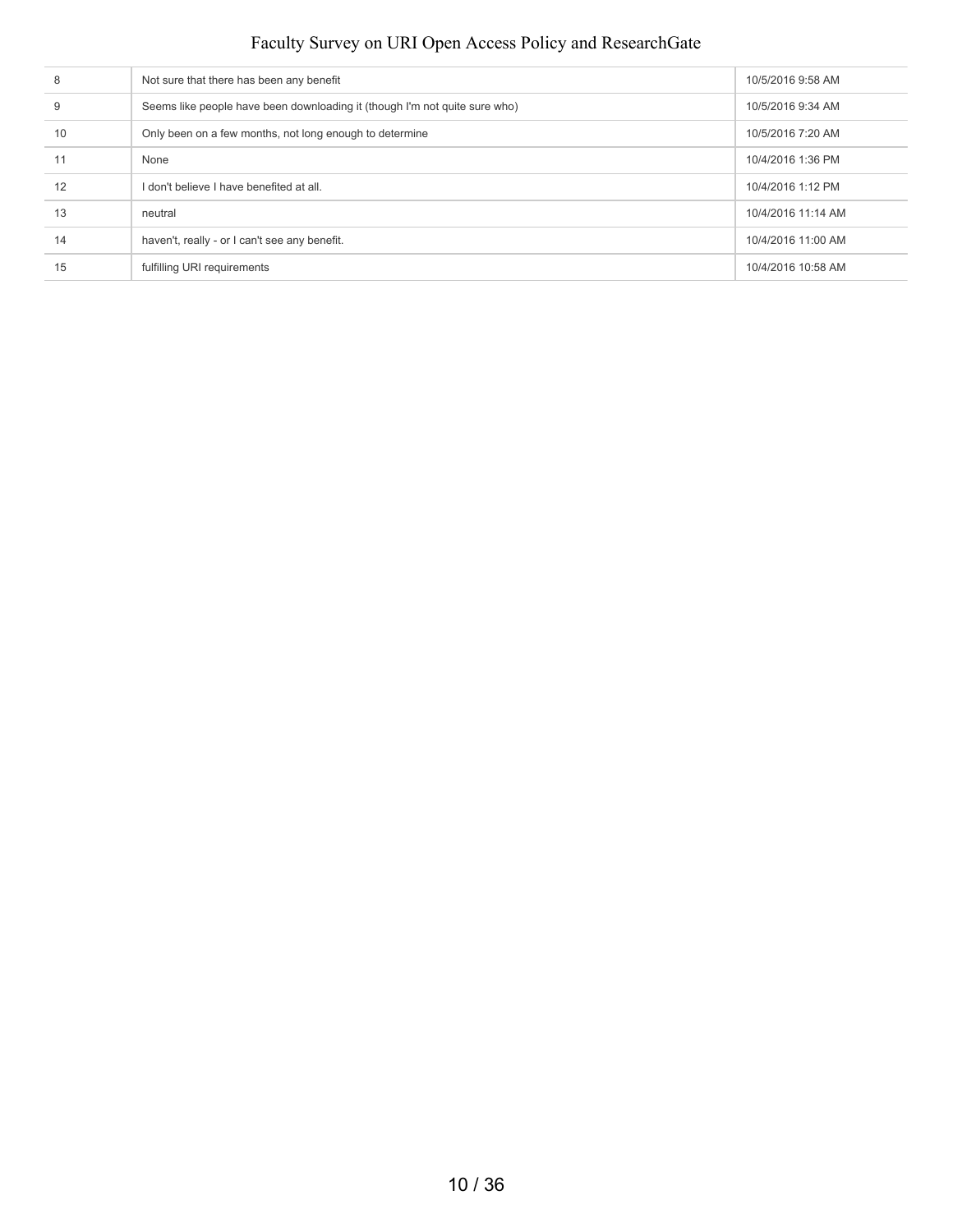| | | |
|---|---|---|
| 8 | Not sure that there has been any benefit | 10/5/2016 9:58 AM |
| 9 | Seems like people have been downloading it (though I'm not quite sure who) | 10/5/2016 9:34 AM |
| 10 | Only been on a few months, not long enough to determine | 10/5/2016 7:20 AM |
| 11 | None | 10/4/2016 1:36 PM |
| 12 | I don't believe I have benefited at all. | 10/4/2016 1:12 PM |
| 13 | neutral | 10/4/2016 11:14 AM |
| 14 | haven't, really - or I can't see any benefit. | 10/4/2016 11:00 AM |
| 15 | fulfilling URI requirements | 10/4/2016 10:58 AM |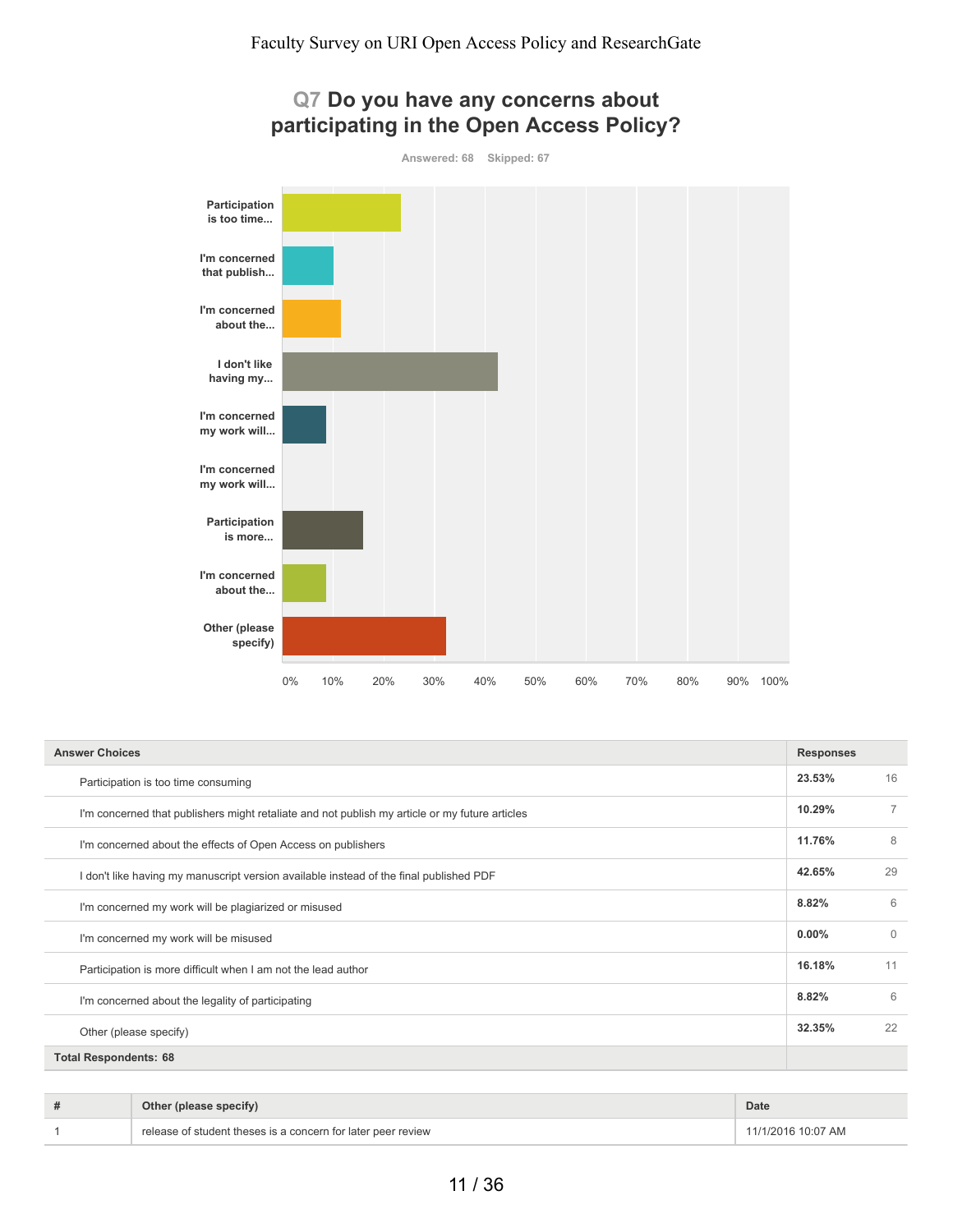Faculty Survey on URI Open Access Policy and ResearchGate

## Q7 Do you have any concerns about participating in the Open Access Policy?

Answered: 68 Skipped: 67

Participation is too time...

I'm concerned that publish...

I'm concerned about the...

I don't like having my...

I'm concerned my work will...

I'm concerned my work will...

Participation is more...

I'm concerned about the...

Other (please specify)

0% 10% 20% 30% 40% 50% 60% 70% 80% 90% 100%

| Answer Choices | Responses | |
|---|---|---|
| Participation is too time consuming | 23.53% | 16 |
| I'm concerned that publishers might retaliate and not publish my article or my future articles | 10.29% | 7 |
| I'm concerned about the effects of Open Access on publishers | 11.76% | 8 |
| I don't like having my manuscript version available instead of the final published PDF | 42.65% | 29 |
| I'm concerned my work will be plagiarized or misused | 8.82% | 6 |
| I'm concerned my work will be misused | 0.00% | 0 |
| Participation is more difficult when I am not the lead author | 16.18% | 11 |
| I'm concerned about the legality of participating | 8.82% | 6 |
| Other (please specify) | 32.35% | 22 |
| **Total Respondents: 68** | | |

| # | Other (please specify) | Date |
|---|---|---|
| 1 | release of student theses is a concern for later peer review | 11/1/2016 10:07 AM |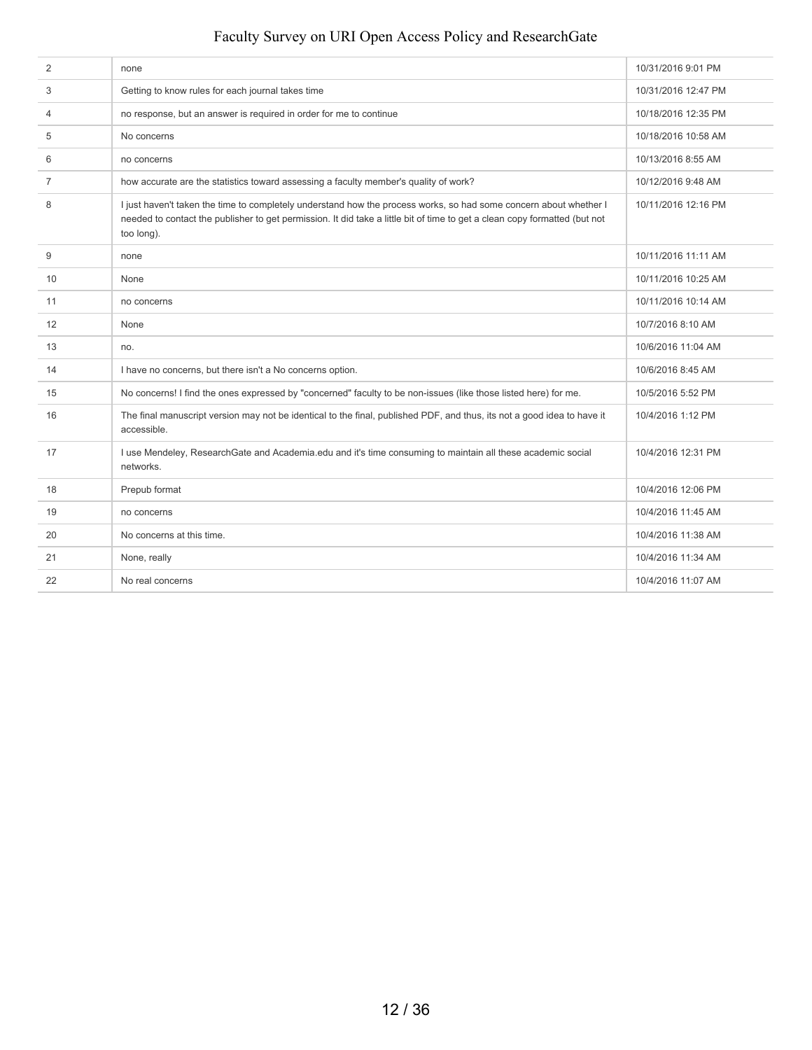| | | |
|---|---|---|
| 2 | none | 10/31/2016 9:01 PM |
| 3 | Getting to know rules for each journal takes time | 10/31/2016 12:47 PM |
| 4 | no response, but an answer is required in order for me to continue | 10/18/2016 12:35 PM |
| 5 | No concerns | 10/18/2016 10:58 AM |
| 6 | no concerns | 10/13/2016 8:55 AM |
| 7 | how accurate are the statistics toward assessing a faculty member's quality of work? | 10/12/2016 9:48 AM |
| 8 | I just haven't taken the time to completely understand how the process works, so had some concern about whether I needed to contact the publisher to get permission. It did take a little bit of time to get a clean copy formatted (but not too long). | 10/11/2016 12:16 PM |
| 9 | none | 10/11/2016 11:11 AM |
| 10 | None | 10/11/2016 10:25 AM |
| 11 | no concerns | 10/11/2016 10:14 AM |
| 12 | None | 10/7/2016 8:10 AM |
| 13 | no. | 10/6/2016 11:04 AM |
| 14 | I have no concerns, but there isn't a No concerns option. | 10/6/2016 8:45 AM |
| 15 | No concerns! I find the ones expressed by "concerned" faculty to be non-issues (like those listed here) for me. | 10/5/2016 5:52 PM |
| 16 | The final manuscript version may not be identical to the final, published PDF, and thus, its not a good idea to have it accessible. | 10/4/2016 1:12 PM |
| 17 | I use Mendeley, ResearchGate and Academia.edu and it's time consuming to maintain all these academic social networks. | 10/4/2016 12:31 PM |
| 18 | Prepub format | 10/4/2016 12:06 PM |
| 19 | no concerns | 10/4/2016 11:45 AM |
| 20 | No concerns at this time. | 10/4/2016 11:38 AM |
| 21 | None, really | 10/4/2016 11:34 AM |
| 22 | No real concerns | 10/4/2016 11:07 AM |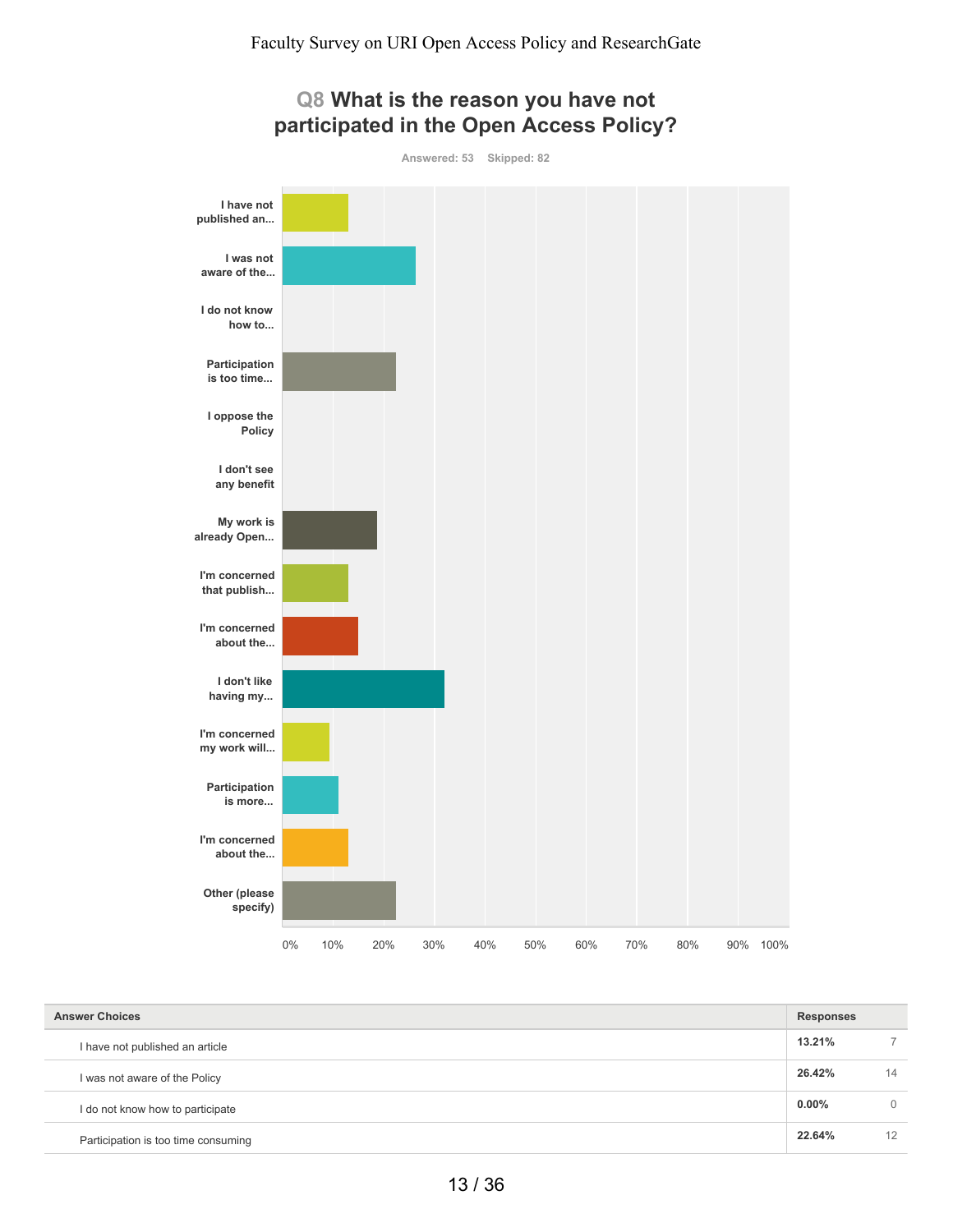# Q8 What is the reason you have not participated in the Open Access Policy?

Answered: 53 Skipped: 82

I have not published an...

I was not aware of the...

I do not know how to...

Participation is too time...

I oppose the Policy

I don't see any benefit

My work is already Open...

I'm concerned that publish...

I'm concerned about the...

I don't like having my...

I'm concerned my work will...

Participation is more...

I'm concerned about the...

Other (please specify)

0% 10% 20% 30% 40% 50% 60% 70% 80% 90% 100%

| Answer Choices | Responses | |
|---|---|---|
| I have not published an article | 13.21% | 7 |
| I was not aware of the Policy | 26.42% | 14 |
| I do not know how to participate | 0.00% | 0 |
| Participation is too time consuming | 22.64% | 12 |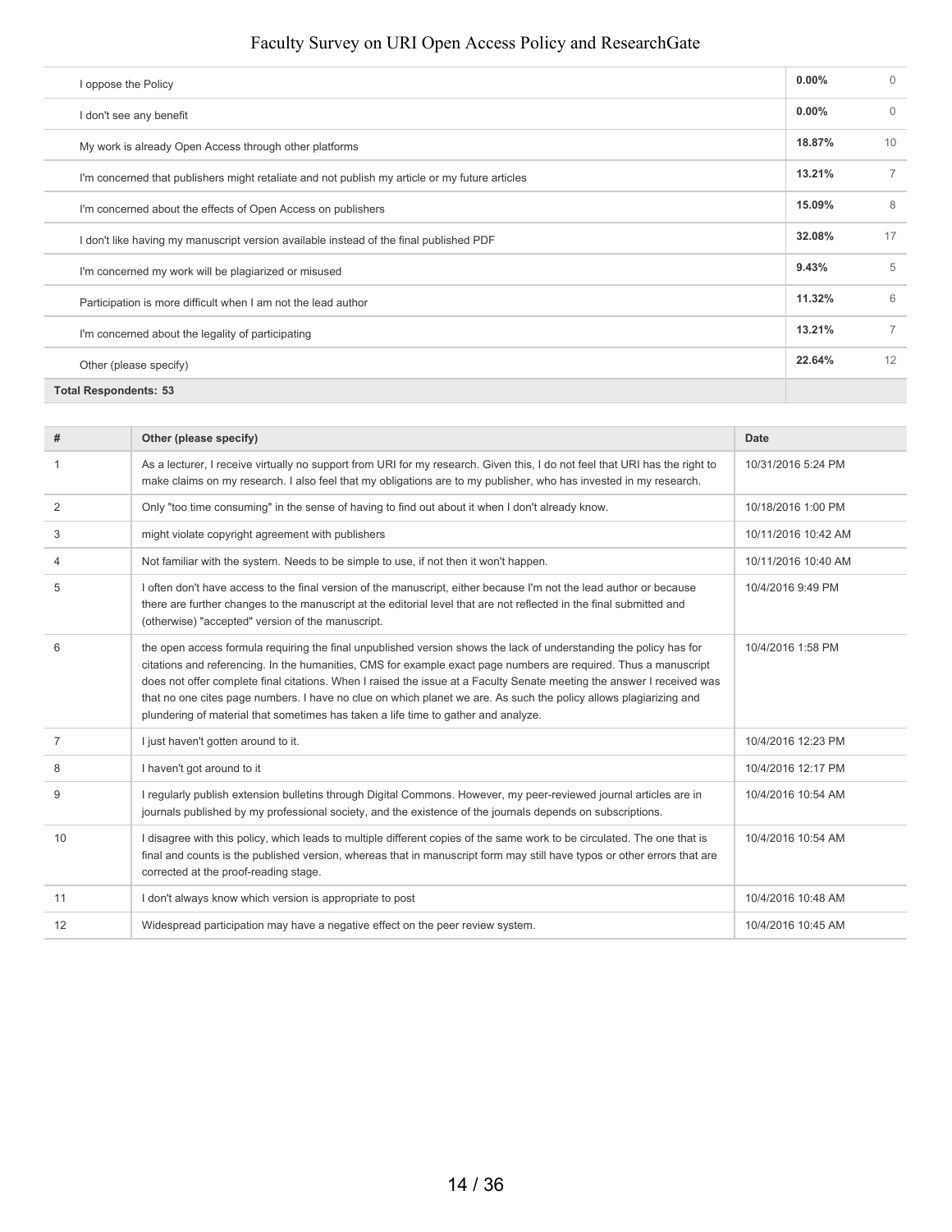| | | |
|---|---|---|
| I oppose the Policy | 0.00% | 0 |
| I don't see any benefit | 0.00% | 0 |
| My work is already Open Access through other platforms | 18.87% | 10 |
| I'm concerned that publishers might retaliate and not publish my article or my future articles | 13.21% | 7 |
| I'm concerned about the effects of Open Access on publishers | 15.09% | 8 |
| I don't like having my manuscript version available instead of the final published PDF | 32.08% | 17 |
| I'm concerned my work will be plagiarized or misused | 9.43% | 5 |
| Participation is more difficult when I am not the lead author | 11.32% | 6 |
| I'm concerned about the legality of participating | 13.21% | 7 |
| Other (please specify) | 22.64% | 12 |
| **Total Respondents: 53** | | |

| # | Other (please specify) | Date |
|---|---|---|
| 1 | As a lecturer, I receive virtually no support from URI for my research. Given this, I do not feel that URI has the right to make claims on my research. I also feel that my obligations are to my publisher, who has invested in my research. | 10/31/2016 5:24 PM |
| 2 | Only "too time consuming" in the sense of having to find out about it when I don't already know. | 10/18/2016 1:00 PM |
| 3 | might violate copyright agreement with publishers | 10/11/2016 10:42 AM |
| 4 | Not familiar with the system. Needs to be simple to use, if not then it won't happen. | 10/11/2016 10:40 AM |
| 5 | I often don't have access to the final version of the manuscript, either because I'm not the lead author or because there are further changes to the manuscript at the editorial level that are not reflected in the final submitted and (otherwise) "accepted" version of the manuscript. | 10/4/2016 9:49 PM |
| 6 | the open access formula requiring the final unpublished version shows the lack of understanding the policy has for citations and referencing. In the humanities, CMS for example exact page numbers are required. Thus a manuscript does not offer complete final citations. When I raised the issue at a Faculty Senate meeting the answer I received was that no one cites page numbers. I have no clue on which planet we are. As such the policy allows plagiarizing and plundering of material that sometimes has taken a life time to gather and analyze. | 10/4/2016 1:58 PM |
| 7 | I just haven't gotten around to it. | 10/4/2016 12:23 PM |
| 8 | I haven't got around to it | 10/4/2016 12:17 PM |
| 9 | I regularly publish extension bulletins through Digital Commons. However, my peer-reviewed journal articles are in journals published by my professional society, and the existence of the journals depends on subscriptions. | 10/4/2016 10:54 AM |
| 10 | I disagree with this policy, which leads to multiple different copies of the same work to be circulated. The one that is final and counts is the published version, whereas that in manuscript form may still have typos or other errors that are corrected at the proof-reading stage. | 10/4/2016 10:54 AM |
| 11 | I don't always know which version is appropriate to post | 10/4/2016 10:48 AM |
| 12 | Widespread participation may have a negative effect on the peer review system. | 10/4/2016 10:45 AM |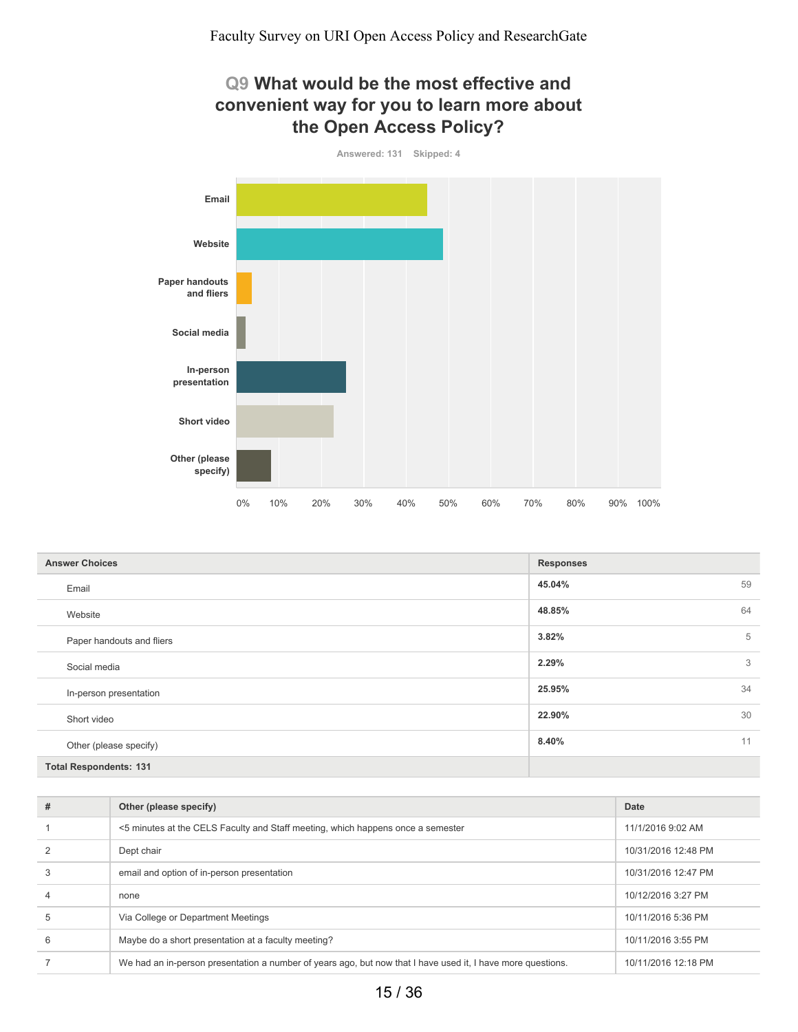## Q9 What would be the most effective and convenient way for you to learn more about the Open Access Policy?

Answered: 131 Skipped: 4

Email

Website

Paper handouts and fliers

Social media

In-person presentation

Short video

Other (please specify)

0% 10% 20% 30% 40% 50% 60% 70% 80% 90% 100%

| Answer Choices | Responses | |
|---|---|---|
| Email | 45.04% | 59 |
| Website | 48.85% | 64 |
| Paper handouts and fliers | 3.82% | 5 |
| Social media | 2.29% | 3 |
| In-person presentation | 25.95% | 34 |
| Short video | 22.90% | 30 |
| Other (please specify) | 8.40% | 11 |
| **Total Respondents: 131** | | |

| # | Other (please specify) | Date |
|---|---|---|
| 1 | <5 minutes at the CELS Faculty and Staff meeting, which happens once a semester | 11/1/2016 9:02 AM |
| 2 | Dept chair | 10/31/2016 12:48 PM |
| 3 | email and option of in-person presentation | 10/31/2016 12:47 PM |
| 4 | none | 10/12/2016 3:27 PM |
| 5 | Via College or Department Meetings | 10/11/2016 5:36 PM |
| 6 | Maybe do a short presentation at a faculty meeting? | 10/11/2016 3:55 PM |
| 7 | We had an in-person presentation a number of years ago, but now that I have used it, I have more questions. | 10/11/2016 12:18 PM |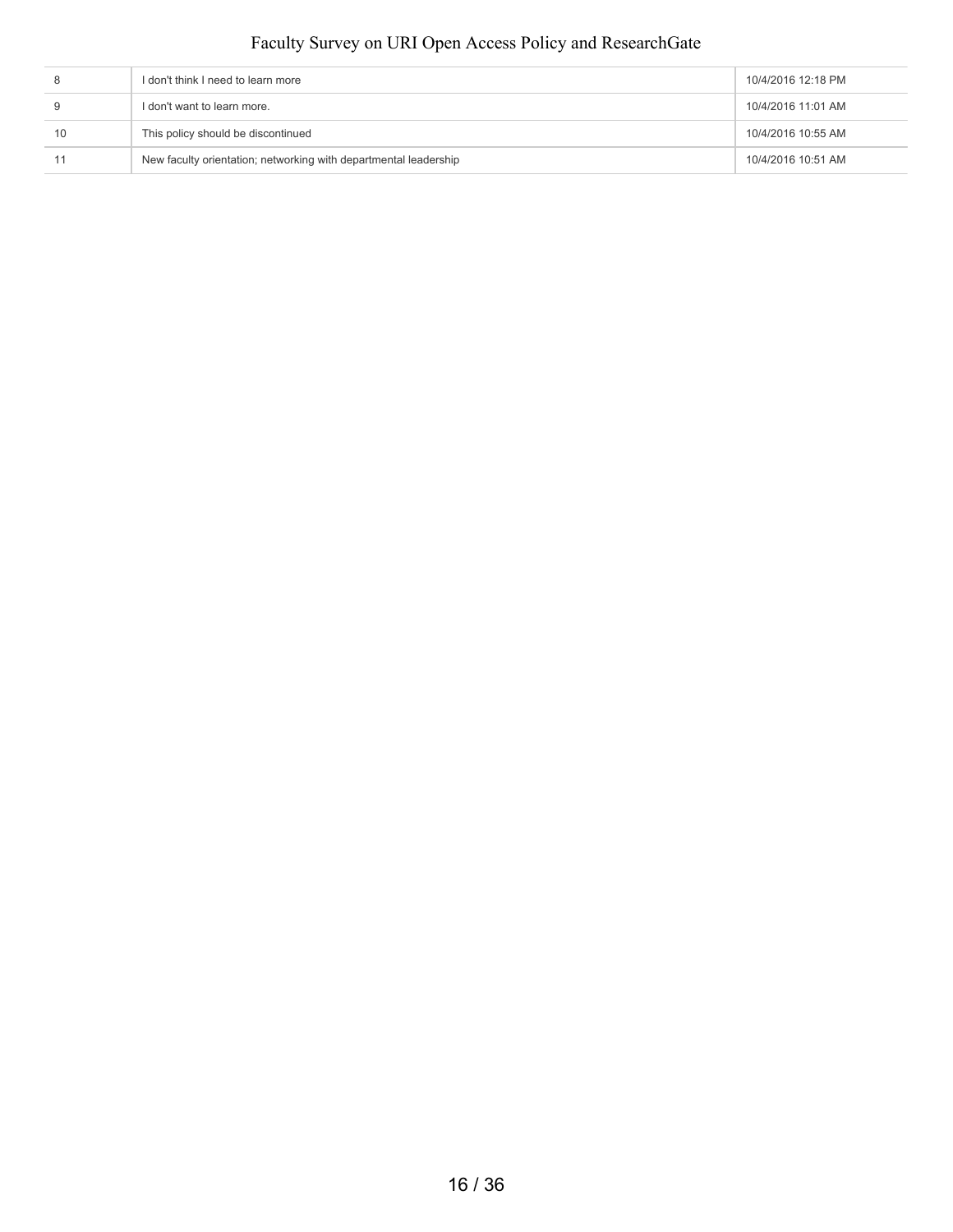| | | |
|---|---|---|
| 8 | I don't think I need to learn more | 10/4/2016 12:18 PM |
| 9 | I don't want to learn more. | 10/4/2016 11:01 AM |
| 10 | This policy should be discontinued | 10/4/2016 10:55 AM |
| 11 | New faculty orientation; networking with departmental leadership | 10/4/2016 10:51 AM |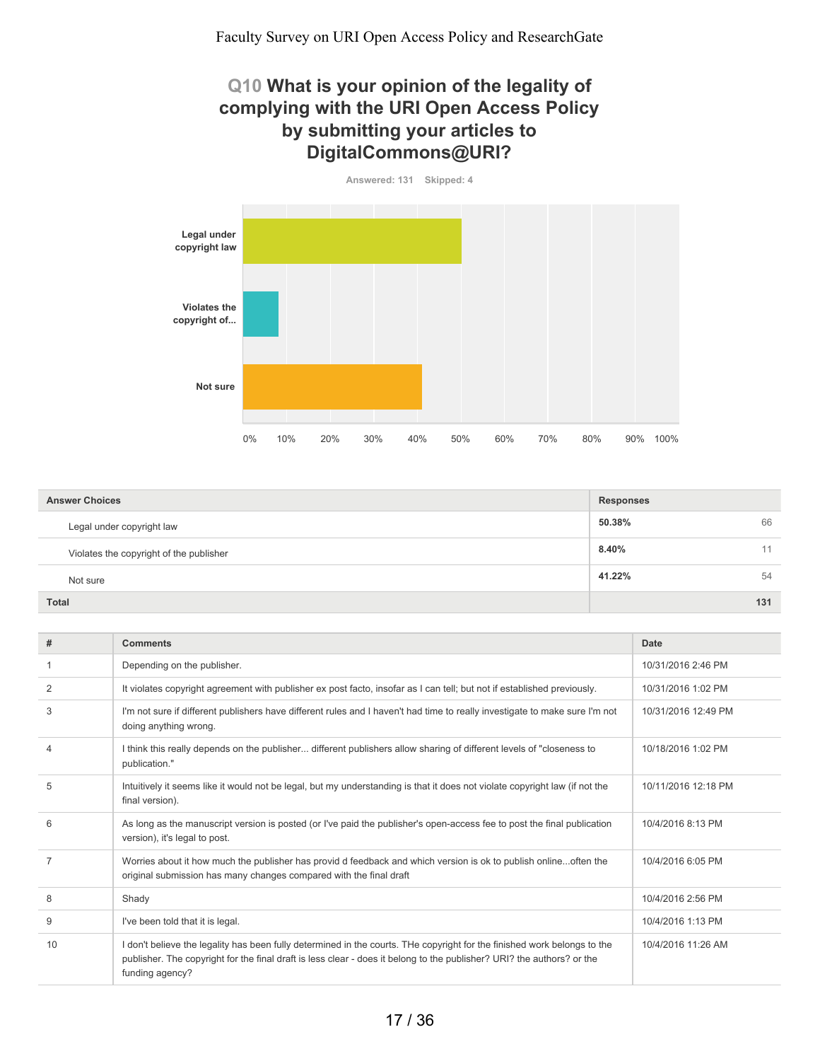Faculty Survey on URI Open Access Policy and ResearchGate

## Q10 What is your opinion of the legality of complying with the URI Open Access Policy by submitting your articles to DigitalCommons@URI?

Answered: 131 Skipped: 4

| Answer Choices | Responses | |
|---|---|---|
| Legal under copyright law | 50.38% | 66 |
| Violates the copyright of the publisher | 8.40% | 11 |
| Not sure | 41.22% | 54 |
| **Total** | | **131** |

| # | Comments | Date |
|---|---|---|
| 1 | Depending on the publisher. | 10/31/2016 2:46 PM |
| 2 | It violates copyright agreement with publisher ex post facto, insofar as I can tell; but not if established previously. | 10/31/2016 1:02 PM |
| 3 | I'm not sure if different publishers have different rules and I haven't had time to really investigate to make sure I'm not doing anything wrong. | 10/31/2016 12:49 PM |
| 4 | I think this really depends on the publisher... different publishers allow sharing of different levels of "closeness to publication." | 10/18/2016 1:02 PM |
| 5 | Intuitively it seems like it would not be legal, but my understanding is that it does not violate copyright law (if not the final version). | 10/11/2016 12:18 PM |
| 6 | As long as the manuscript version is posted (or I've paid the publisher's open-access fee to post the final publication version), it's legal to post. | 10/4/2016 8:13 PM |
| 7 | Worries about it how much the publisher has provid d feedback and which version is ok to publish online...often the original submission has many changes compared with the final draft | 10/4/2016 6:05 PM |
| 8 | Shady | 10/4/2016 2:56 PM |
| 9 | I've been told that it is legal. | 10/4/2016 1:13 PM |
| 10 | I don't believe the legality has been fully determined in the courts. THe copyright for the finished work belongs to the publisher. The copyright for the final draft is less clear - does it belong to the publisher? URI? the authors? or the funding agency? | 10/4/2016 11:26 AM |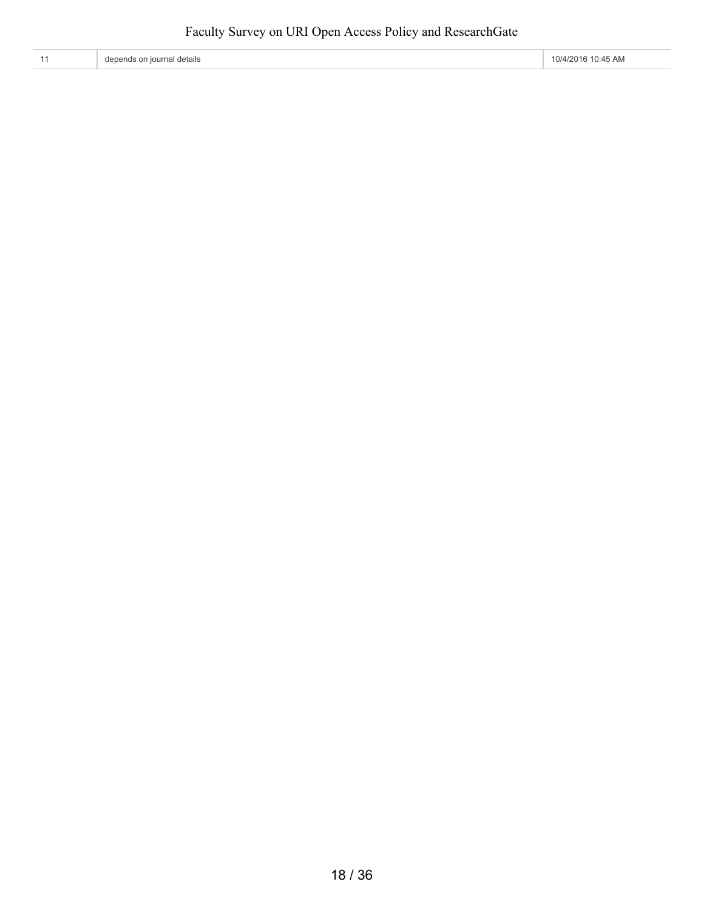| | | |
|---|---|---|
| 11 | depends on journal details | 10/4/2016 10:45 AM |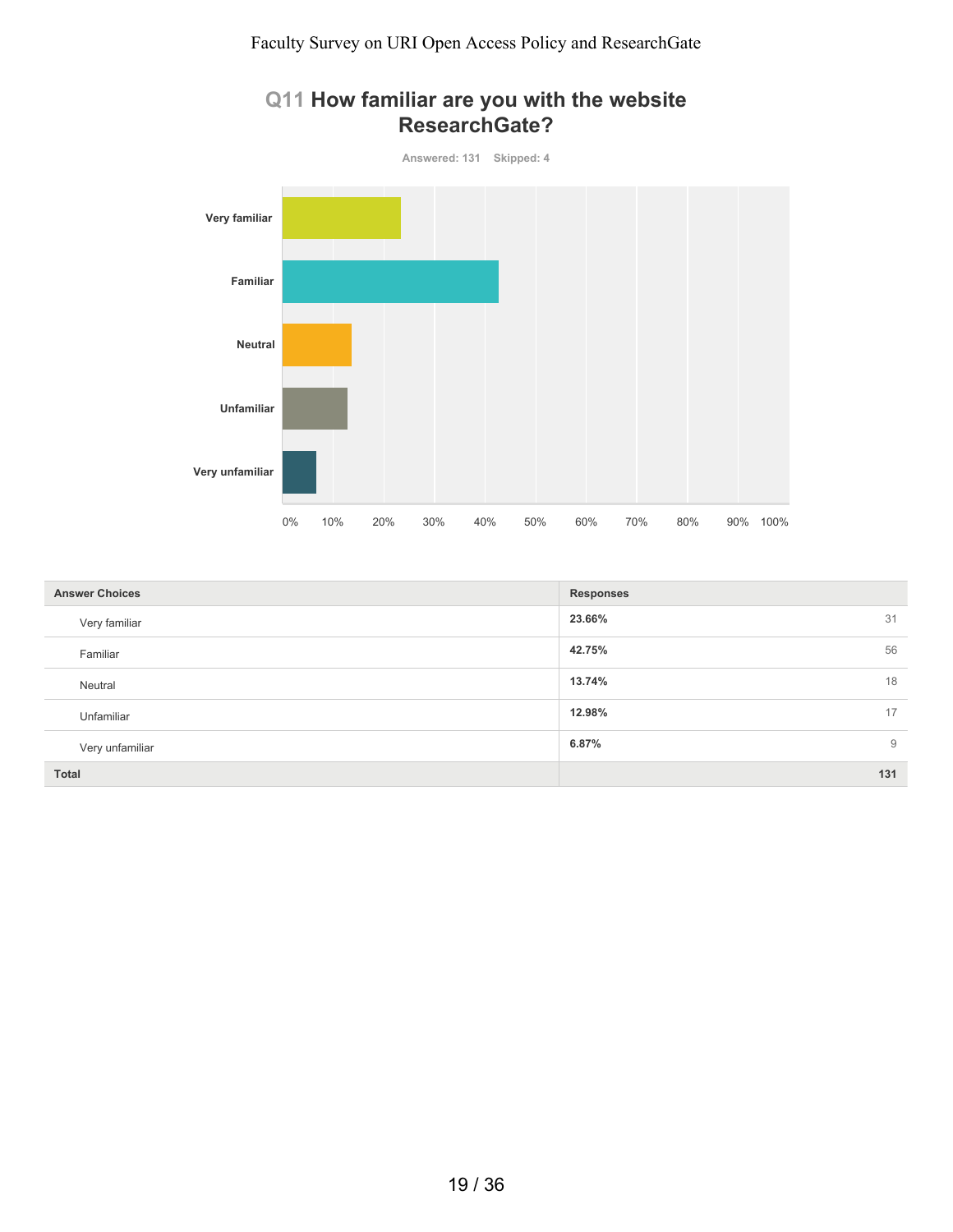## Q11 How familiar are you with the website ResearchGate?

Answered: 131 Skipped: 4

| Answer Choices | Responses | |
|---|---|---|
| Very familiar | 23.66% | 31 |
| Familiar | 42.75% | 56 |
| Neutral | 13.74% | 18 |
| Unfamiliar | 12.98% | 17 |
| Very unfamiliar | 6.87% | 9 |
| **Total** | | **131** |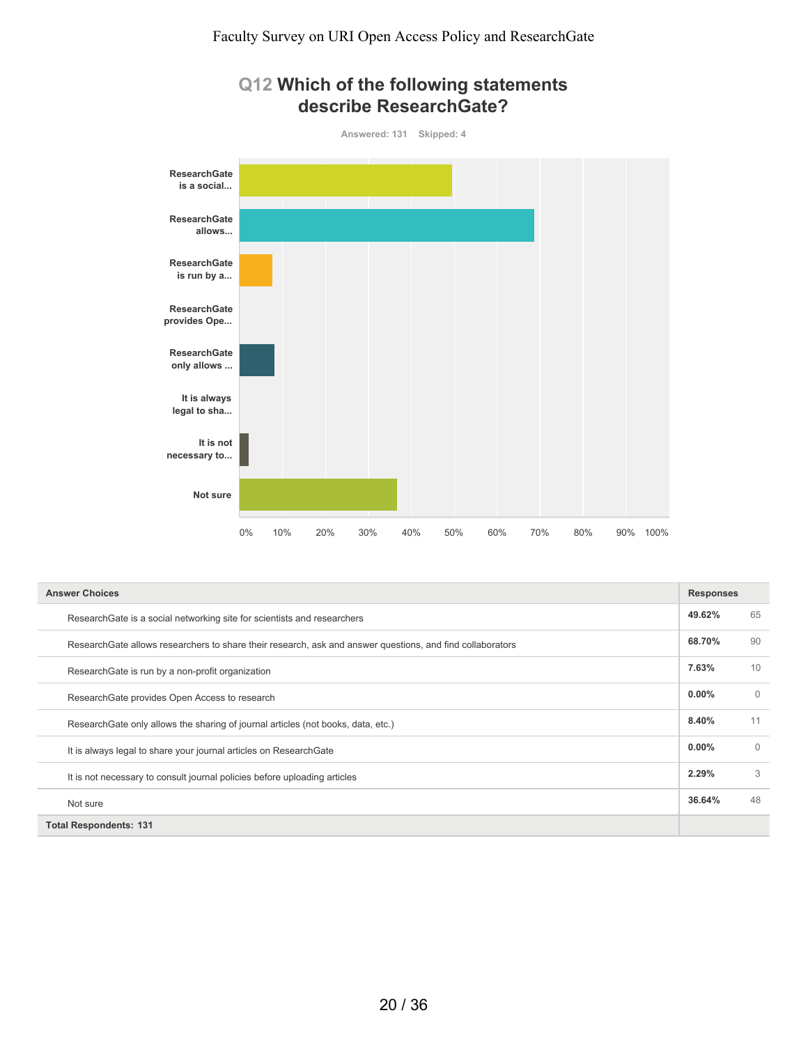## Q12 Which of the following statements describe ResearchGate?

Answered: 131 Skipped: 4

ResearchGate is a social...

ResearchGate allows...

ResearchGate is run by a...

ResearchGate provides Ope...

ResearchGate only allows ...

It is always legal to sha...

It is not necessary to...

Not sure

0% 10% 20% 30% 40% 50% 60% 70% 80% 90% 100%

| Answer Choices | Responses | |
|---|---|---|
| ResearchGate is a social networking site for scientists and researchers | 49.62% | 65 |
| ResearchGate allows researchers to share their research, ask and answer questions, and find collaborators | 68.70% | 90 |
| ResearchGate is run by a non-profit organization | 7.63% | 10 |
| ResearchGate provides Open Access to research | 0.00% | 0 |
| ResearchGate only allows the sharing of journal articles (not books, data, etc.) | 8.40% | 11 |
| It is always legal to share your journal articles on ResearchGate | 0.00% | 0 |
| It is not necessary to consult journal policies before uploading articles | 2.29% | 3 |
| Not sure | 36.64% | 48 |
| **Total Respondents: 131** | | |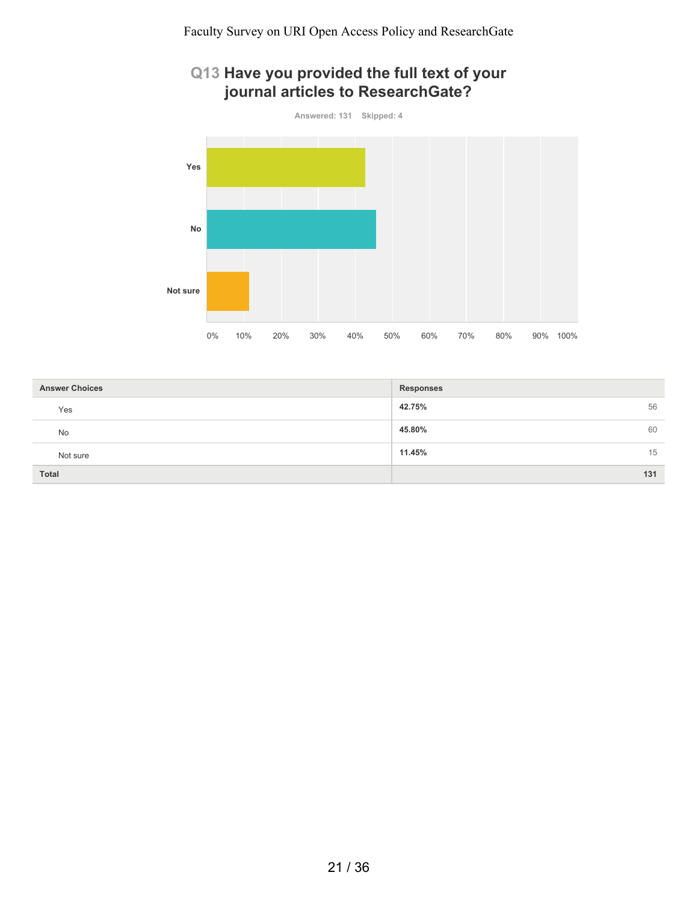## Q13 Have you provided the full text of your journal articles to ResearchGate?

Answered: 131 Skipped: 4

Yes

No

Not sure

0% 10% 20% 30% 40% 50% 60% 70% 80% 90% 100%

| Answer Choices | Responses | |
|---|---|---|
| Yes | 42.75% | 56 |
| No | 45.80% | 60 |
| Not sure | 11.45% | 15 |
| Total | | 131 |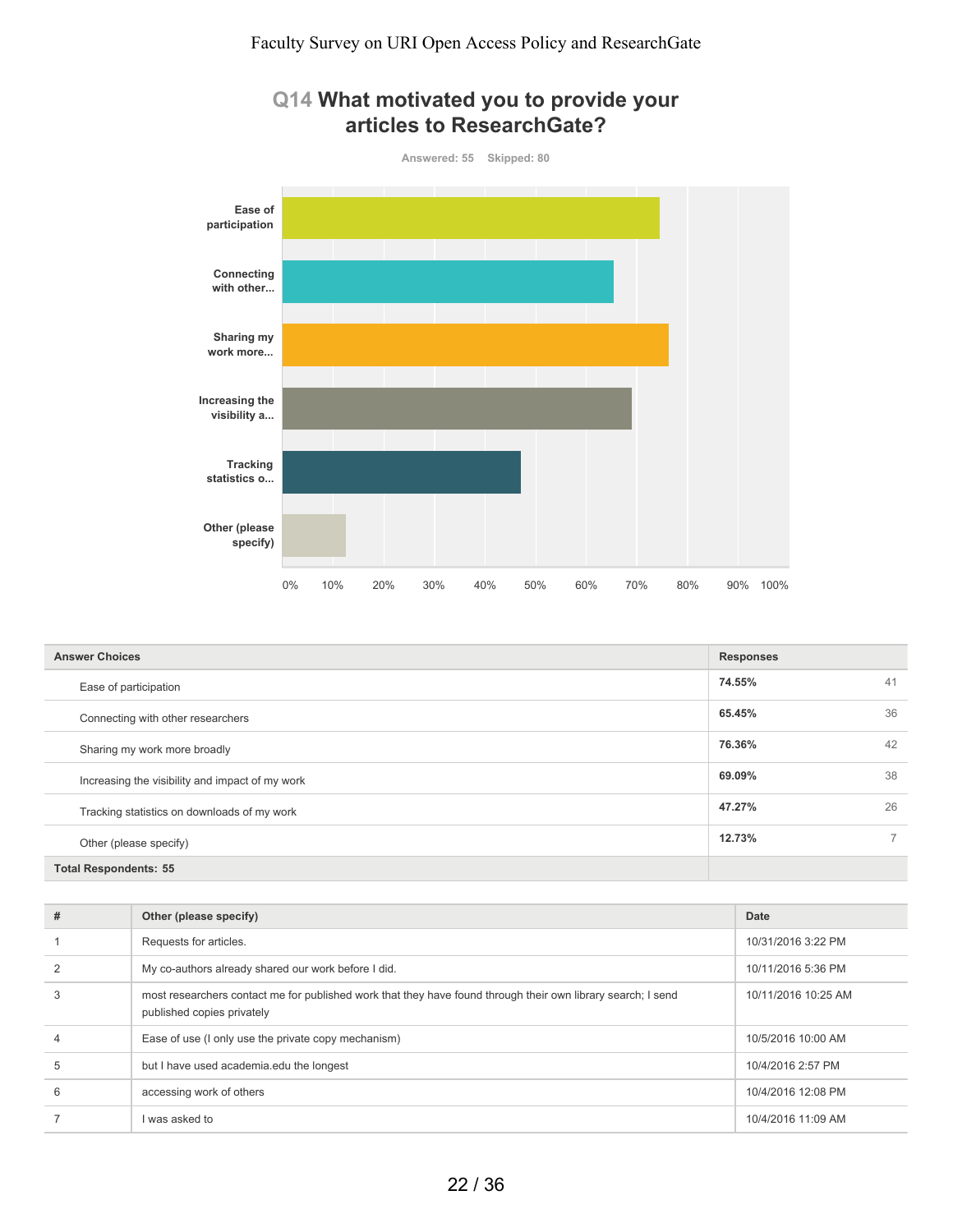## Q14 What motivated you to provide your articles to ResearchGate?

Answered: 55 Skipped: 80

Ease of participation

Connecting with other...

Sharing my work more...

Increasing the visibility a...

Tracking statistics o...

Other (please specify)

0% 10% 20% 30% 40% 50% 60% 70% 80% 90% 100%

| Answer Choices | Responses | |
|---|---|---|
| Ease of participation | 74.55% | 41 |
| Connecting with other researchers | 65.45% | 36 |
| Sharing my work more broadly | 76.36% | 42 |
| Increasing the visibility and impact of my work | 69.09% | 38 |
| Tracking statistics on downloads of my work | 47.27% | 26 |
| Other (please specify) | 12.73% | 7 |
| **Total Respondents: 55** | | |

| # | Other (please specify) | Date |
|---|---|---|
| 1 | Requests for articles. | 10/31/2016 3:22 PM |
| 2 | My co-authors already shared our work before I did. | 10/11/2016 5:36 PM |
| 3 | most researchers contact me for published work that they have found through their own library search; I send published copies privately | 10/11/2016 10:25 AM |
| 4 | Ease of use (I only use the private copy mechanism) | 10/5/2016 10:00 AM |
| 5 | but I have used academia.edu the longest | 10/4/2016 2:57 PM |
| 6 | accessing work of others | 10/4/2016 12:08 PM |
| 7 | I was asked to | 10/4/2016 11:09 AM |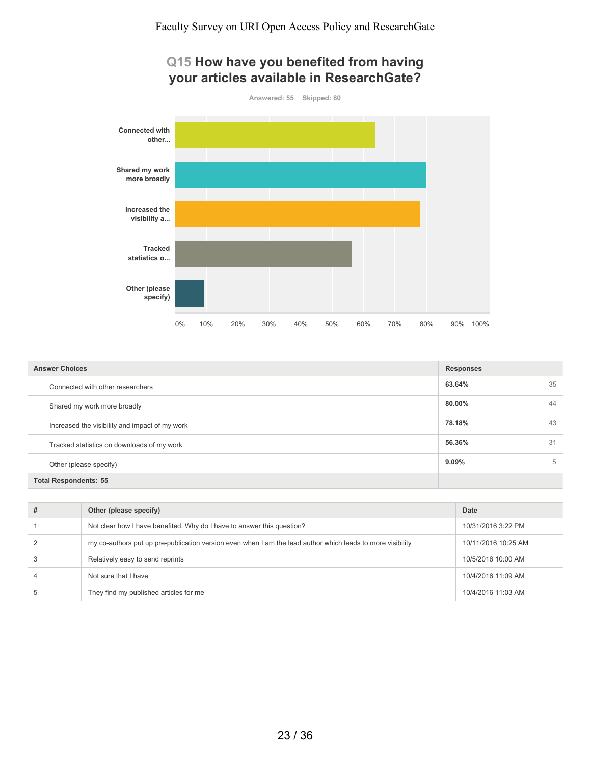## Q15 How have you benefited from having your articles available in ResearchGate?

Answered: 55 Skipped: 80

Connected with other...

Shared my work more broadly

Increased the visibility a...

Tracked statistics o...

Other (please specify)

0% 10% 20% 30% 40% 50% 60% 70% 80% 90% 100%

| Answer Choices | Responses | |
|---|---|---|
| Connected with other researchers | **63.64%** | 35 |
| Shared my work more broadly | **80.00%** | 44 |
| Increased the visibility and impact of my work | **78.18%** | 43 |
| Tracked statistics on downloads of my work | **56.36%** | 31 |
| Other (please specify) | **9.09%** | 5 |
| **Total Respondents: 55** | | |

| # | Other (please specify) | Date |
|---|---|---|
| 1 | Not clear how I have benefited. Why do I have to answer this question? | 10/31/2016 3:22 PM |
| 2 | my co-authors put up pre-publication version even when I am the lead author which leads to more visibility | 10/11/2016 10:25 AM |
| 3 | Relatively easy to send reprints | 10/5/2016 10:00 AM |
| 4 | Not sure that I have | 10/4/2016 11:09 AM |
| 5 | They find my published articles for me | 10/4/2016 11:03 AM |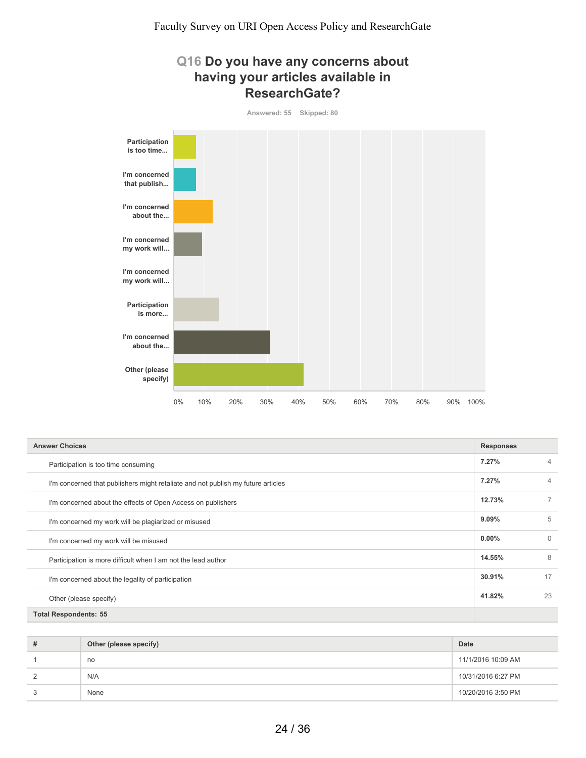## Q16 Do you have any concerns about having your articles available in ResearchGate?

Answered: 55 Skipped: 80

Participation is too time...

I'm concerned that publish...

I'm concerned about the...

I'm concerned my work will...

I'm concerned my work will...

Participation is more...

I'm concerned about the...

Other (please specify)

0% 10% 20% 30% 40% 50% 60% 70% 80% 90% 100%

| Answer Choices | Responses | |
|---|---|---|
| Participation is too time consuming | 7.27% | 4 |
| I'm concerned that publishers might retaliate and not publish my future articles | 7.27% | 4 |
| I'm concerned about the effects of Open Access on publishers | 12.73% | 7 |
| I'm concerned my work will be plagiarized or misused | 9.09% | 5 |
| I'm concerned my work will be misused | 0.00% | 0 |
| Participation is more difficult when I am not the lead author | 14.55% | 8 |
| I'm concerned about the legality of participation | 30.91% | 17 |
| Other (please specify) | 41.82% | 23 |
| **Total Respondents: 55** | | |

| # | Other (please specify) | Date |
|---|---|---|
| 1 | no | 11/1/2016 10:09 AM |
| 2 | N/A | 10/31/2016 6:27 PM |
| 3 | None | 10/20/2016 3:50 PM |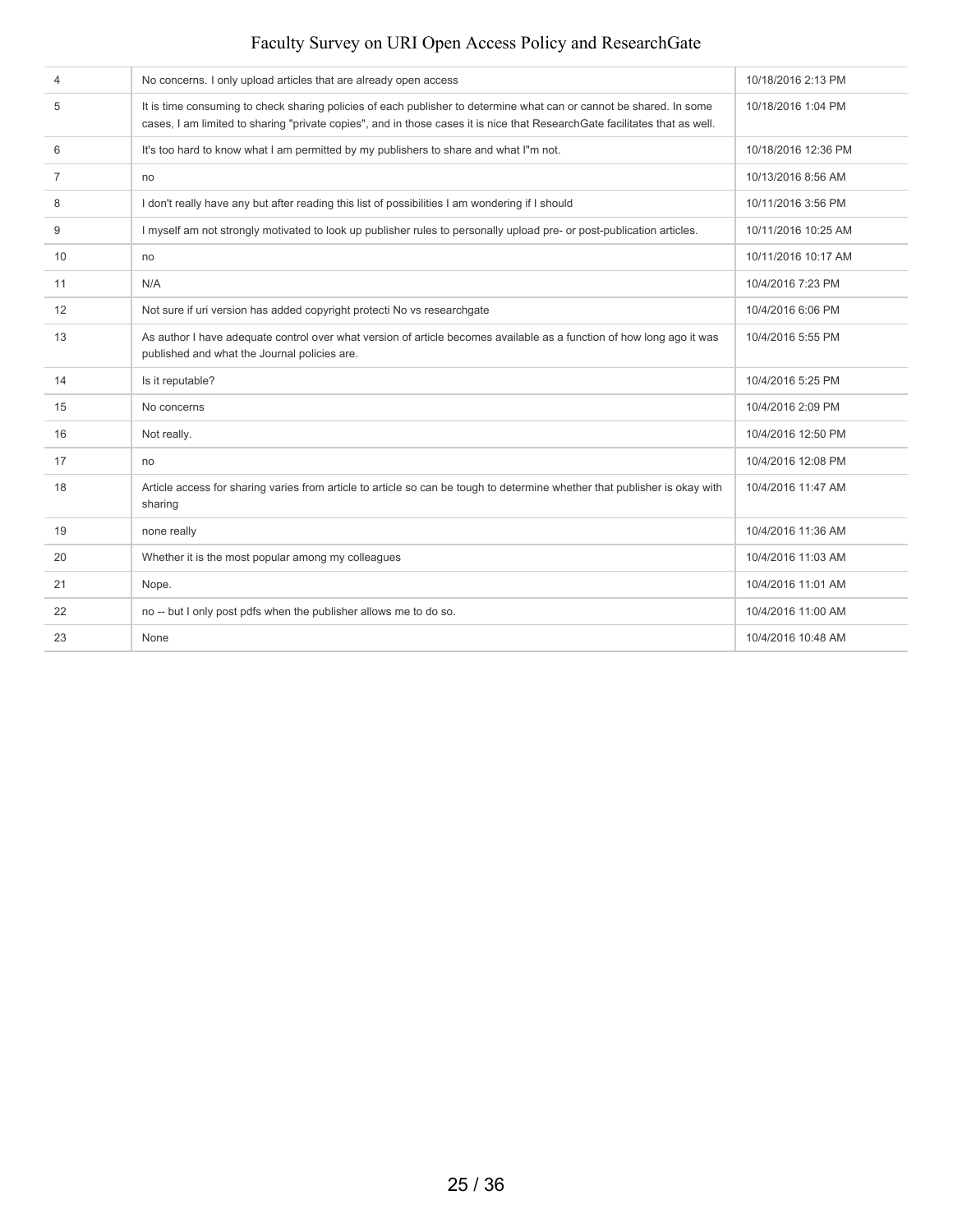| | | |
|---|---|---|
| 4 | No concerns. I only upload articles that are already open access | 10/18/2016 2:13 PM |
| 5 | It is time consuming to check sharing policies of each publisher to determine what can or cannot be shared. In some cases, I am limited to sharing "private copies", and in those cases it is nice that ResearchGate facilitates that as well. | 10/18/2016 1:04 PM |
| 6 | It's too hard to know what I am permitted by my publishers to share and what I"m not. | 10/18/2016 12:36 PM |
| 7 | no | 10/13/2016 8:56 AM |
| 8 | I don't really have any but after reading this list of possibilities I am wondering if I should | 10/11/2016 3:56 PM |
| 9 | I myself am not strongly motivated to look up publisher rules to personally upload pre- or post-publication articles. | 10/11/2016 10:25 AM |
| 10 | no | 10/11/2016 10:17 AM |
| 11 | N/A | 10/4/2016 7:23 PM |
| 12 | Not sure if uri version has added copyright protecti No vs researchgate | 10/4/2016 6:06 PM |
| 13 | As author I have adequate control over what version of article becomes available as a function of how long ago it was published and what the Journal policies are. | 10/4/2016 5:55 PM |
| 14 | Is it reputable? | 10/4/2016 5:25 PM |
| 15 | No concerns | 10/4/2016 2:09 PM |
| 16 | Not really. | 10/4/2016 12:50 PM |
| 17 | no | 10/4/2016 12:08 PM |
| 18 | Article access for sharing varies from article to article so can be tough to determine whether that publisher is okay with sharing | 10/4/2016 11:47 AM |
| 19 | none really | 10/4/2016 11:36 AM |
| 20 | Whether it is the most popular among my colleagues | 10/4/2016 11:03 AM |
| 21 | Nope. | 10/4/2016 11:01 AM |
| 22 | no -- but I only post pdfs when the publisher allows me to do so. | 10/4/2016 11:00 AM |
| 23 | None | 10/4/2016 10:48 AM |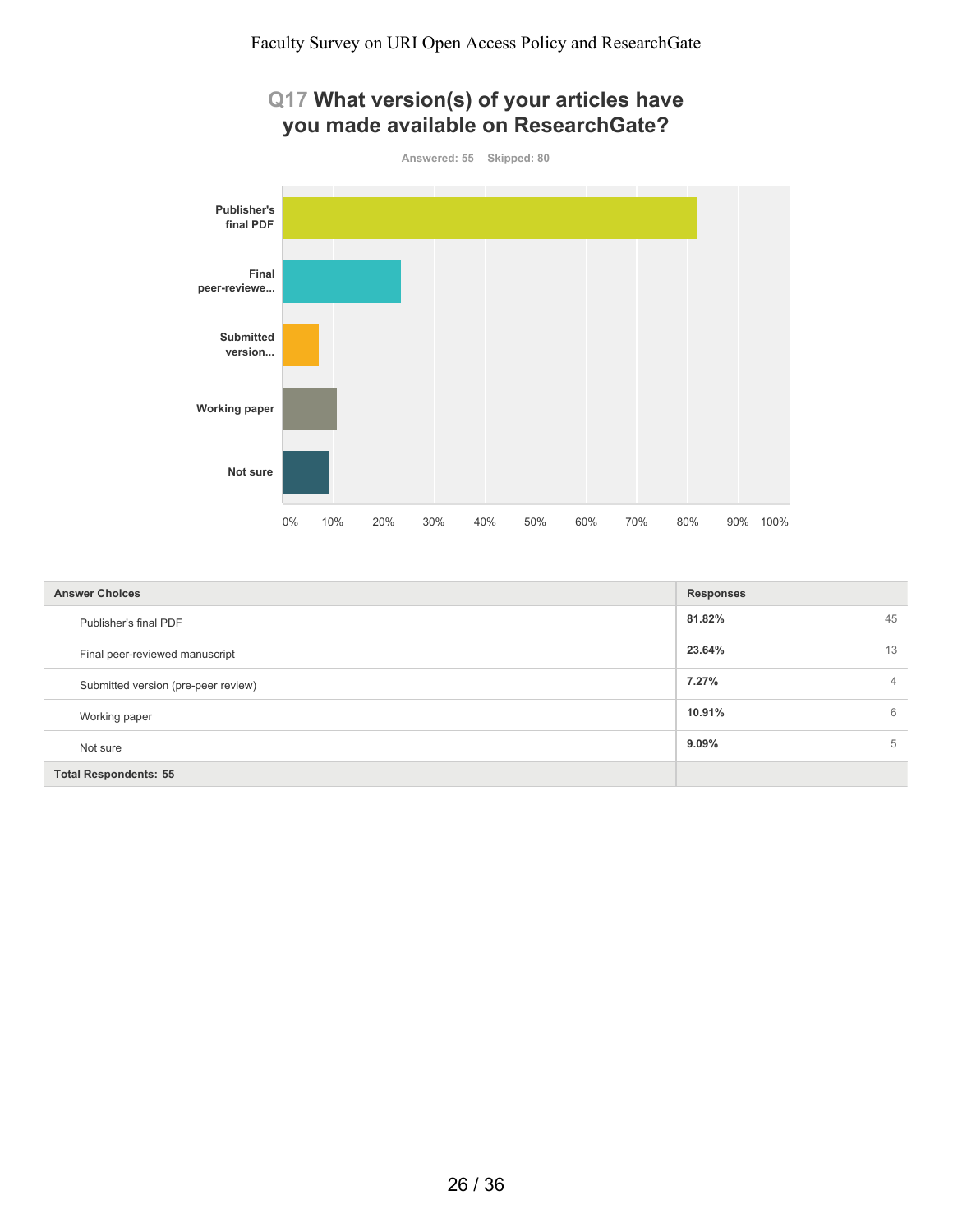## Q17 What version(s) of your articles have you made available on ResearchGate?

Answered: 55 Skipped: 80

Publisher's final PDF

Final peer-reviewe...

Submitted version...

Working paper

Not sure

0% 10% 20% 30% 40% 50% 60% 70% 80% 90% 100%

| Answer Choices | Responses | |
|---|---|---|
| Publisher's final PDF | **81.82%** | 45 |
| Final peer-reviewed manuscript | **23.64%** | 13 |
| Submitted version (pre-peer review) | **7.27%** | 4 |
| Working paper | **10.91%** | 6 |
| Not sure | **9.09%** | 5 |
| **Total Respondents: 55** | | |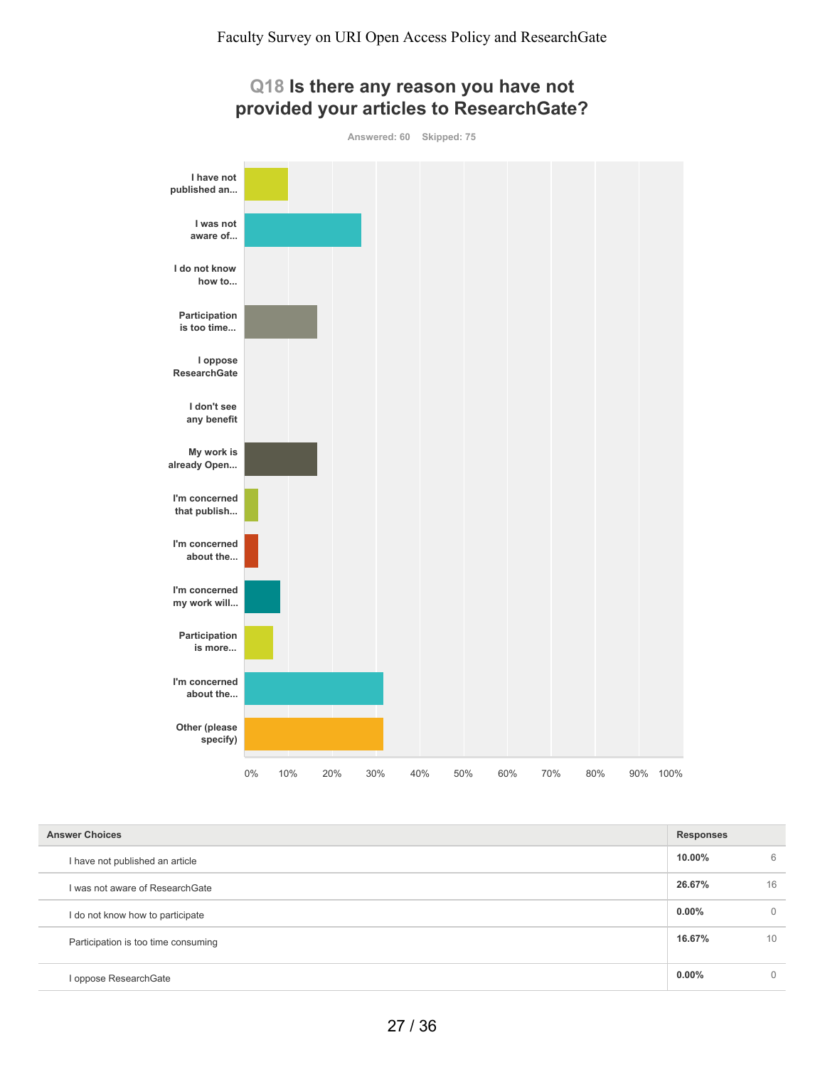## Q18 Is there any reason you have not provided your articles to ResearchGate?

Answered: 60 Skipped: 75

| Answer Choices | Responses | |
|---|---|---|
| I have not published an article | 10.00% | 6 |
| I was not aware of ResearchGate | 26.67% | 16 |
| I do not know how to participate | 0.00% | 0 |
| Participation is too time consuming | 16.67% | 10 |
| I oppose ResearchGate | 0.00% | 0 |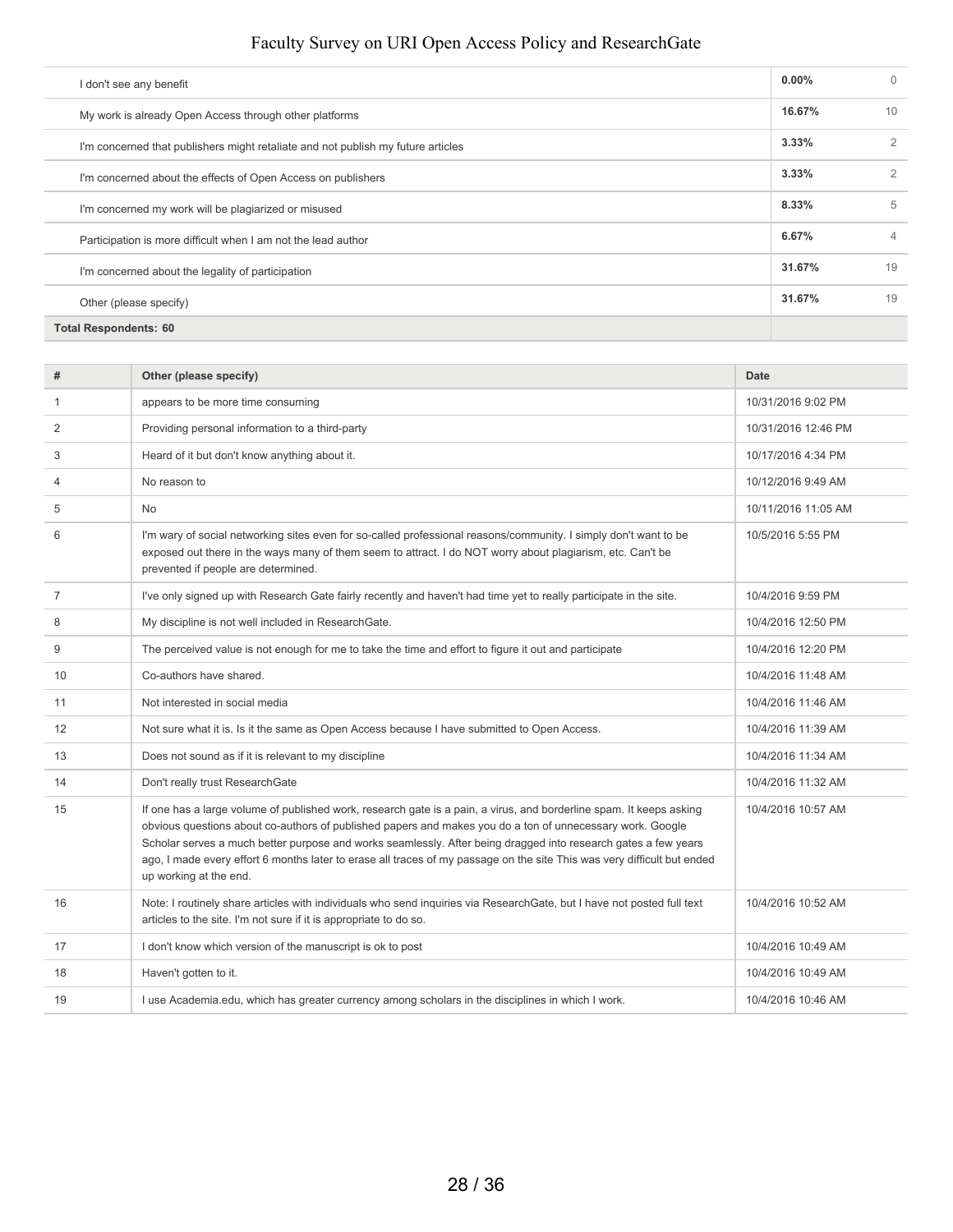| | | |
|---|---|---|
| I don't see any benefit | **0.00%** | 0 |
| My work is already Open Access through other platforms | **16.67%** | 10 |
| I'm concerned that publishers might retaliate and not publish my future articles | **3.33%** | 2 |
| I'm concerned about the effects of Open Access on publishers | **3.33%** | 2 |
| I'm concerned my work will be plagiarized or misused | **8.33%** | 5 |
| Participation is more difficult when I am not the lead author | **6.67%** | 4 |
| I'm concerned about the legality of participation | **31.67%** | 19 |
| Other (please specify) | **31.67%** | 19 |
| **Total Respondents: 60** | | |

| # | Other (please specify) | Date |
|---|---|---|
| 1 | appears to be more time consuming | 10/31/2016 9:02 PM |
| 2 | Providing personal information to a third-party | 10/31/2016 12:46 PM |
| 3 | Heard of it but don't know anything about it. | 10/17/2016 4:34 PM |
| 4 | No reason to | 10/12/2016 9:49 AM |
| 5 | No | 10/11/2016 11:05 AM |
| 6 | I'm wary of social networking sites even for so-called professional reasons/community. I simply don't want to be exposed out there in the ways many of them seem to attract. I do NOT worry about plagiarism, etc. Can't be prevented if people are determined. | 10/5/2016 5:55 PM |
| 7 | I've only signed up with Research Gate fairly recently and haven't had time yet to really participate in the site. | 10/4/2016 9:59 PM |
| 8 | My discipline is not well included in ResearchGate. | 10/4/2016 12:50 PM |
| 9 | The perceived value is not enough for me to take the time and effort to figure it out and participate | 10/4/2016 12:20 PM |
| 10 | Co-authors have shared. | 10/4/2016 11:48 AM |
| 11 | Not interested in social media | 10/4/2016 11:46 AM |
| 12 | Not sure what it is. Is it the same as Open Access because I have submitted to Open Access. | 10/4/2016 11:39 AM |
| 13 | Does not sound as if it is relevant to my discipline | 10/4/2016 11:34 AM |
| 14 | Don't really trust ResearchGate | 10/4/2016 11:32 AM |
| 15 | If one has a large volume of published work, research gate is a pain, a virus, and borderline spam. It keeps asking obvious questions about co-authors of published papers and makes you do a ton of unnecessary work. Google Scholar serves a much better purpose and works seamlessly. After being dragged into research gates a few years ago, I made every effort 6 months later to erase all traces of my passage on the site This was very difficult but ended up working at the end. | 10/4/2016 10:57 AM |
| 16 | Note: I routinely share articles with individuals who send inquiries via ResearchGate, but I have not posted full text articles to the site. I'm not sure if it is appropriate to do so. | 10/4/2016 10:52 AM |
| 17 | I don't know which version of the manuscript is ok to post | 10/4/2016 10:49 AM |
| 18 | Haven't gotten to it. | 10/4/2016 10:49 AM |
| 19 | I use Academia.edu, which has greater currency among scholars in the disciplines in which I work. | 10/4/2016 10:46 AM |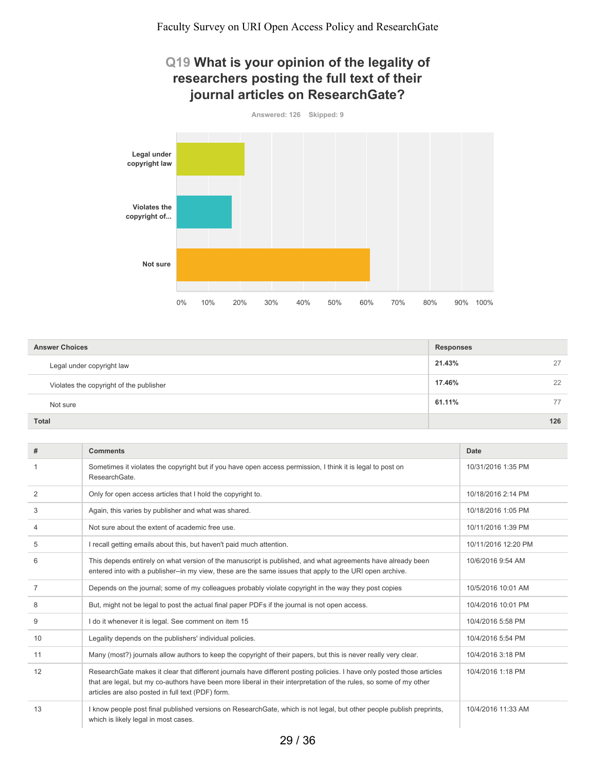## Q19 What is your opinion of the legality of researchers posting the full text of their journal articles on ResearchGate?

Answered: 126 Skipped: 9

Legal under copyright law

Violates the copyright of...

Not sure

0% 10% 20% 30% 40% 50% 60% 70% 80% 90% 100%

| Answer Choices | Responses | |
|---|---|---|
| Legal under copyright law | 21.43% | 27 |
| Violates the copyright of the publisher | 17.46% | 22 |
| Not sure | 61.11% | 77 |
| Total | | 126 |

| # | Comments | Date |
|---|---|---|
| 1 | Sometimes it violates the copyright but if you have open access permission, I think it is legal to post on ResearchGate. | 10/31/2016 1:35 PM |
| 2 | Only for open access articles that I hold the copyright to. | 10/18/2016 2:14 PM |
| 3 | Again, this varies by publisher and what was shared. | 10/18/2016 1:05 PM |
| 4 | Not sure about the extent of academic free use. | 10/11/2016 1:39 PM |
| 5 | I recall getting emails about this, but haven't paid much attention. | 10/11/2016 12:20 PM |
| 6 | This depends entirely on what version of the manuscript is published, and what agreements have already been entered into with a publisher--in my view, these are the same issues that apply to the URI open archive. | 10/6/2016 9:54 AM |
| 7 | Depends on the journal; some of my colleagues probably violate copyright in the way they post copies | 10/5/2016 10:01 AM |
| 8 | But, might not be legal to post the actual final paper PDFs if the journal is not open access. | 10/4/2016 10:01 PM |
| 9 | I do it whenever it is legal. See comment on item 15 | 10/4/2016 5:58 PM |
| 10 | Legality depends on the publishers' individual policies. | 10/4/2016 5:54 PM |
| 11 | Many (most?) journals allow authors to keep the copyright of their papers, but this is never really very clear. | 10/4/2016 3:18 PM |
| 12 | ResearchGate makes it clear that different journals have different posting policies. I have only posted those articles that are legal, but my co-authors have been more liberal in their interpretation of the rules, so some of my other articles are also posted in full text (PDF) form. | 10/4/2016 1:18 PM |
| 13 | I know people post final published versions on ResearchGate, which is not legal, but other people publish preprints, which is likely legal in most cases. | 10/4/2016 11:33 AM |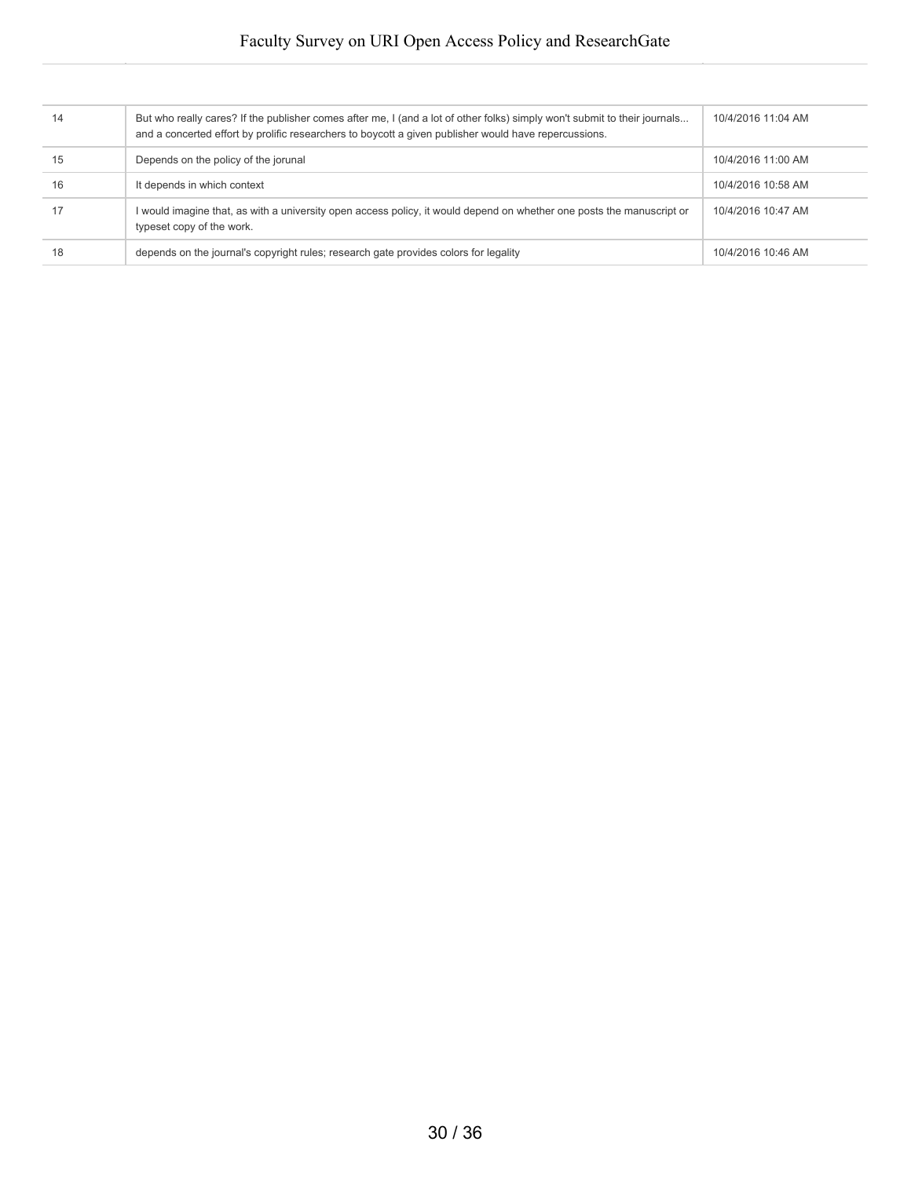| | | |
|---|---|---|
| 14 | But who really cares? If the publisher comes after me, I (and a lot of other folks) simply won't submit to their journals... and a concerted effort by prolific researchers to boycott a given publisher would have repercussions. | 10/4/2016 11:04 AM |
| 15 | Depends on the policy of the jorunal | 10/4/2016 11:00 AM |
| 16 | It depends in which context | 10/4/2016 10:58 AM |
| 17 | I would imagine that, as with a university open access policy, it would depend on whether one posts the manuscript or typeset copy of the work. | 10/4/2016 10:47 AM |
| 18 | depends on the journal's copyright rules; research gate provides colors for legality | 10/4/2016 10:46 AM |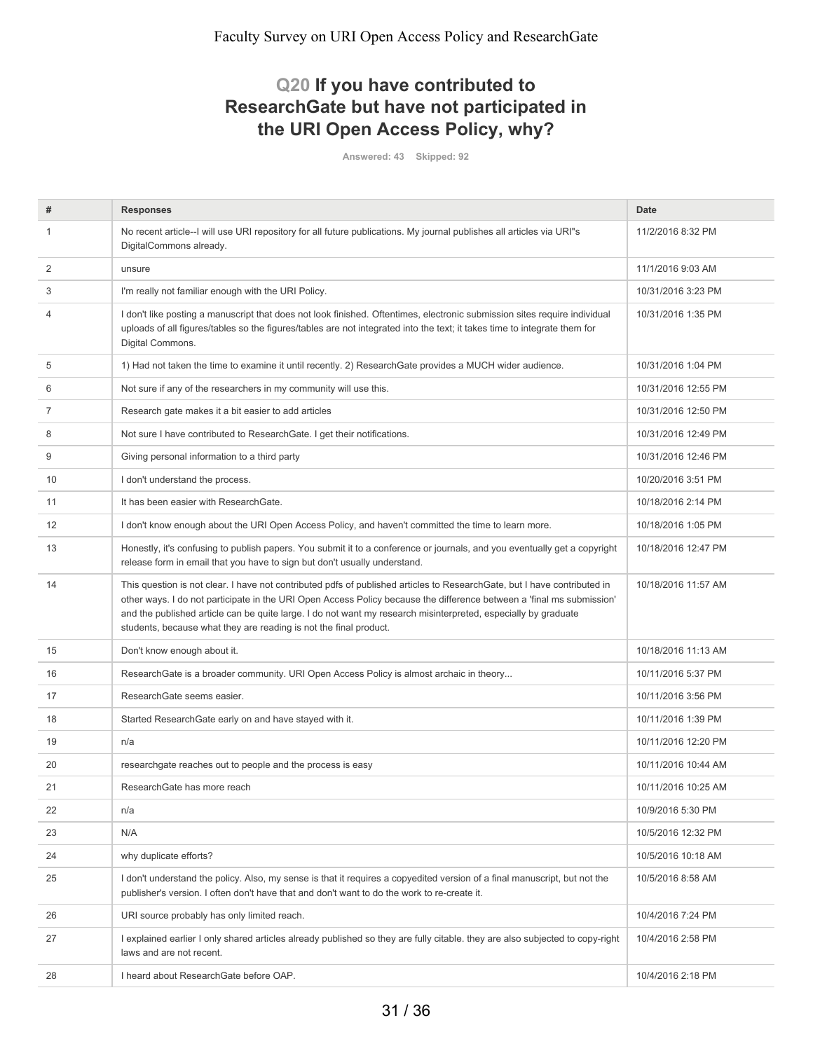## Q20 If you have contributed to ResearchGate but have not participated in the URI Open Access Policy, why?

Answered: 43 Skipped: 92

| # | Responses | Date |
|---|---|---|
| 1 | No recent article--I will use URI repository for all future publications. My journal publishes all articles via URI"s DigitalCommons already. | 11/2/2016 8:32 PM |
| 2 | unsure | 11/1/2016 9:03 AM |
| 3 | I'm really not familiar enough with the URI Policy. | 10/31/2016 3:23 PM |
| 4 | I don't like posting a manuscript that does not look finished. Oftentimes, electronic submission sites require individual uploads of all figures/tables so the figures/tables are not integrated into the text; it takes time to integrate them for Digital Commons. | 10/31/2016 1:35 PM |
| 5 | 1) Had not taken the time to examine it until recently. 2) ResearchGate provides a MUCH wider audience. | 10/31/2016 1:04 PM |
| 6 | Not sure if any of the researchers in my community will use this. | 10/31/2016 12:55 PM |
| 7 | Research gate makes it a bit easier to add articles | 10/31/2016 12:50 PM |
| 8 | Not sure I have contributed to ResearchGate. I get their notifications. | 10/31/2016 12:49 PM |
| 9 | Giving personal information to a third party | 10/31/2016 12:46 PM |
| 10 | I don't understand the process. | 10/20/2016 3:51 PM |
| 11 | It has been easier with ResearchGate. | 10/18/2016 2:14 PM |
| 12 | I don't know enough about the URI Open Access Policy, and haven't committed the time to learn more. | 10/18/2016 1:05 PM |
| 13 | Honestly, it's confusing to publish papers. You submit it to a conference or journals, and you eventually get a copyright release form in email that you have to sign but don't usually understand. | 10/18/2016 12:47 PM |
| 14 | This question is not clear. I have not contributed pdfs of published articles to ResearchGate, but I have contributed in other ways. I do not participate in the URI Open Access Policy because the difference between a 'final ms submission' and the published article can be quite large. I do not want my research misinterpreted, especially by graduate students, because what they are reading is not the final product. | 10/18/2016 11:57 AM |
| 15 | Don't know enough about it. | 10/18/2016 11:13 AM |
| 16 | ResearchGate is a broader community. URI Open Access Policy is almost archaic in theory... | 10/11/2016 5:37 PM |
| 17 | ResearchGate seems easier. | 10/11/2016 3:56 PM |
| 18 | Started ResearchGate early on and have stayed with it. | 10/11/2016 1:39 PM |
| 19 | n/a | 10/11/2016 12:20 PM |
| 20 | researchgate reaches out to people and the process is easy | 10/11/2016 10:44 AM |
| 21 | ResearchGate has more reach | 10/11/2016 10:25 AM |
| 22 | n/a | 10/9/2016 5:30 PM |
| 23 | N/A | 10/5/2016 12:32 PM |
| 24 | why duplicate efforts? | 10/5/2016 10:18 AM |
| 25 | I don't understand the policy. Also, my sense is that it requires a copyedited version of a final manuscript, but not the publisher's version. I often don't have that and don't want to do the work to re-create it. | 10/5/2016 8:58 AM |
| 26 | URI source probably has only limited reach. | 10/4/2016 7:24 PM |
| 27 | I explained earlier I only shared articles already published so they are fully citable. they are also subjected to copy-right laws and are not recent. | 10/4/2016 2:58 PM |
| 28 | I heard about ResearchGate before OAP. | 10/4/2016 2:18 PM |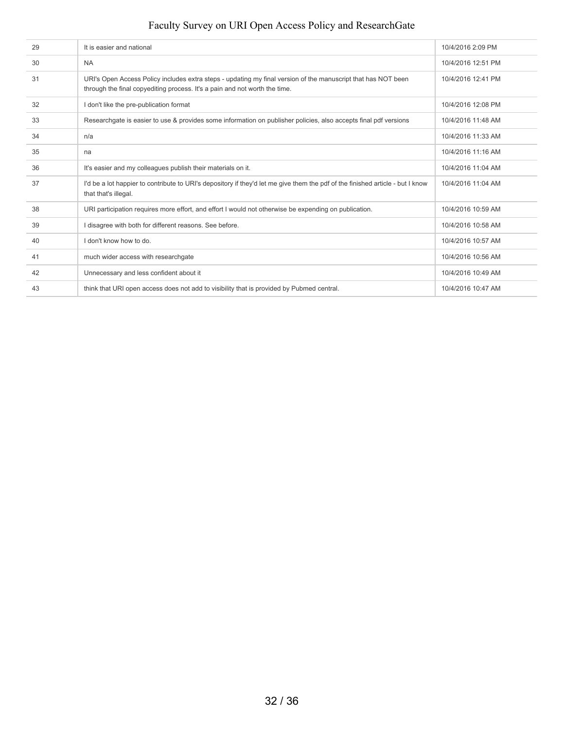| | | |
|---|---|---|
| 29 | It is easier and national | 10/4/2016 2:09 PM |
| 30 | NA | 10/4/2016 12:51 PM |
| 31 | URI's Open Access Policy includes extra steps - updating my final version of the manuscript that has NOT been through the final copyediting process. It's a pain and not worth the time. | 10/4/2016 12:41 PM |
| 32 | I don't like the pre-publication format | 10/4/2016 12:08 PM |
| 33 | Researchgate is easier to use & provides some information on publisher policies, also accepts final pdf versions | 10/4/2016 11:48 AM |
| 34 | n/a | 10/4/2016 11:33 AM |
| 35 | na | 10/4/2016 11:16 AM |
| 36 | It's easier and my colleagues publish their materials on it. | 10/4/2016 11:04 AM |
| 37 | I'd be a lot happier to contribute to URI's depository if they'd let me give them the pdf of the finished article - but I know that that's illegal. | 10/4/2016 11:04 AM |
| 38 | URI participation requires more effort, and effort I would not otherwise be expending on publication. | 10/4/2016 10:59 AM |
| 39 | I disagree with both for different reasons. See before. | 10/4/2016 10:58 AM |
| 40 | I don't know how to do. | 10/4/2016 10:57 AM |
| 41 | much wider access with researchgate | 10/4/2016 10:56 AM |
| 42 | Unnecessary and less confident about it | 10/4/2016 10:49 AM |
| 43 | think that URI open access does not add to visibility that is provided by Pubmed central. | 10/4/2016 10:47 AM |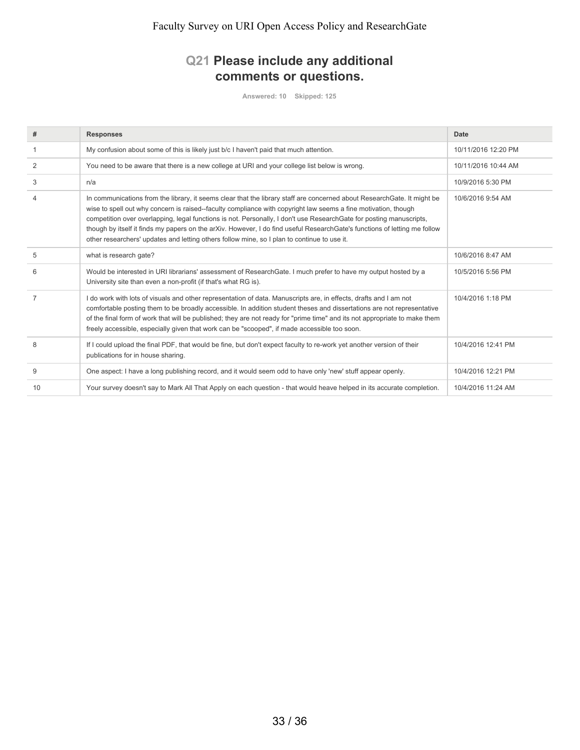## Q21 Please include any additional comments or questions.

Answered: 10 Skipped: 125

| # | Responses | Date |
|---|---|---|
| 1 | My confusion about some of this is likely just b/c I haven't paid that much attention. | 10/11/2016 12:20 PM |
| 2 | You need to be aware that there is a new college at URI and your college list below is wrong. | 10/11/2016 10:44 AM |
| 3 | n/a | 10/9/2016 5:30 PM |
| 4 | In communications from the library, it seems clear that the library staff are concerned about ResearchGate. It might be wise to spell out why concern is raised--faculty compliance with copyright law seems a fine motivation, though competition over overlapping, legal functions is not. Personally, I don't use ResearchGate for posting manuscripts, though by itself it finds my papers on the arXiv. However, I do find useful ResearchGate's functions of letting me follow other researchers' updates and letting others follow mine, so I plan to continue to use it. | 10/6/2016 9:54 AM |
| 5 | what is research gate? | 10/6/2016 8:47 AM |
| 6 | Would be interested in URI librarians' assessment of ResearchGate. I much prefer to have my output hosted by a University site than even a non-profit (if that's what RG is). | 10/5/2016 5:56 PM |
| 7 | I do work with lots of visuals and other representation of data. Manuscripts are, in effects, drafts and I am not comfortable posting them to be broadly accessible. In addition student theses and dissertations are not representative of the final form of work that will be published; they are not ready for "prime time" and its not appropriate to make them freely accessible, especially given that work can be "scooped", if made accessible too soon. | 10/4/2016 1:18 PM |
| 8 | If I could upload the final PDF, that would be fine, but don't expect faculty to re-work yet another version of their publications for in house sharing. | 10/4/2016 12:41 PM |
| 9 | One aspect: I have a long publishing record, and it would seem odd to have only 'new' stuff appear openly. | 10/4/2016 12:21 PM |
| 10 | Your survey doesn't say to Mark All That Apply on each question - that would heave helped in its accurate completion. | 10/4/2016 11:24 AM |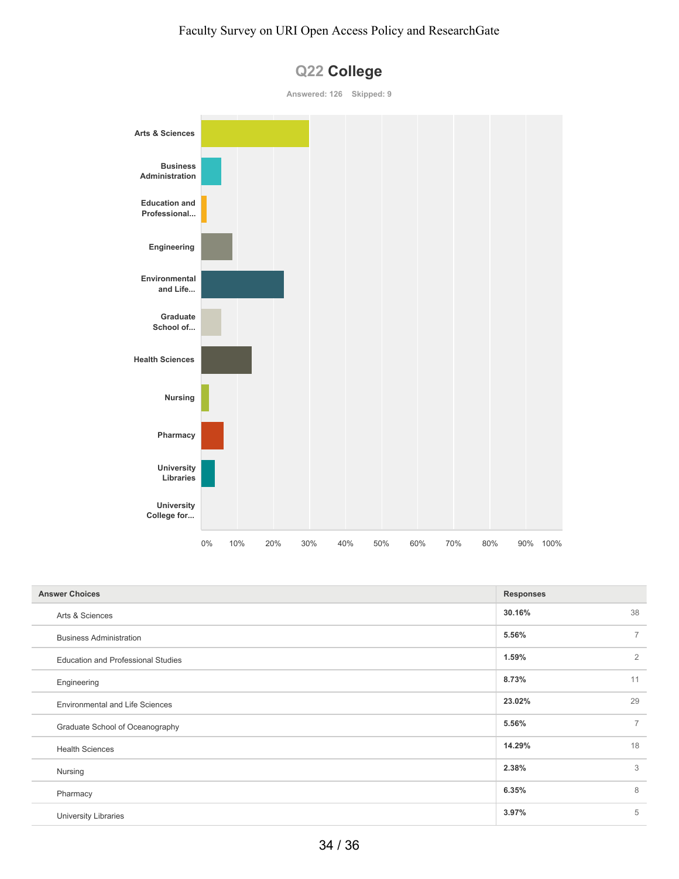## Q22 College

Answered: 126 Skipped: 9

Arts & Sciences

Business Administration

Education and Professional...

Engineering

Environmental and Life...

Graduate School of...

Health Sciences

Nursing

Pharmacy

University Libraries

University College for...

0% 10% 20% 30% 40% 50% 60% 70% 80% 90% 100%

| Answer Choices | Responses | |
|---|---|---|
| Arts & Sciences | 30.16% | 38 |
| Business Administration | 5.56% | 7 |
| Education and Professional Studies | 1.59% | 2 |
| Engineering | 8.73% | 11 |
| Environmental and Life Sciences | 23.02% | 29 |
| Graduate School of Oceanography | 5.56% | 7 |
| Health Sciences | 14.29% | 18 |
| Nursing | 2.38% | 3 |
| Pharmacy | 6.35% | 8 |
| University Libraries | 3.97% | 5 |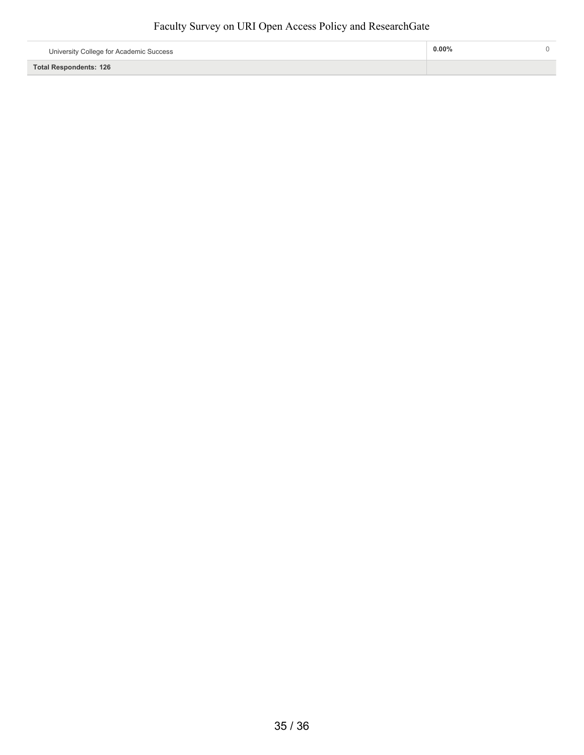| | | |
|---|---|---|
| University College for Academic Success | 0.00% | 0 |
| **Total Respondents: 126** | | |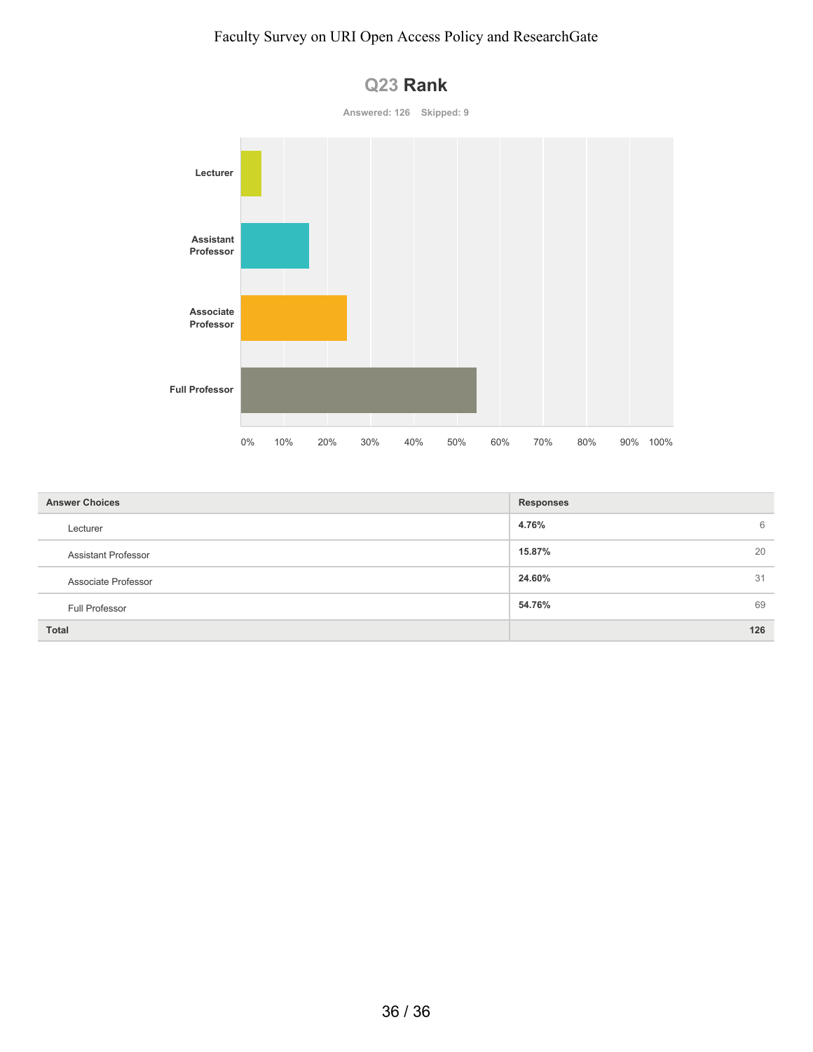## Q23 Rank

Answered: 126 Skipped: 9

Lecturer

Assistant Professor

Associate Professor

Full Professor

0% 10% 20% 30% 40% 50% 60% 70% 80% 90% 100%

| Answer Choices | Responses | |
|---|---|---|
| Lecturer | 4.76% | 6 |
| Assistant Professor | 15.87% | 20 |
| Associate Professor | 24.60% | 31 |
| Full Professor | 54.76% | 69 |
| Total | | 126 |